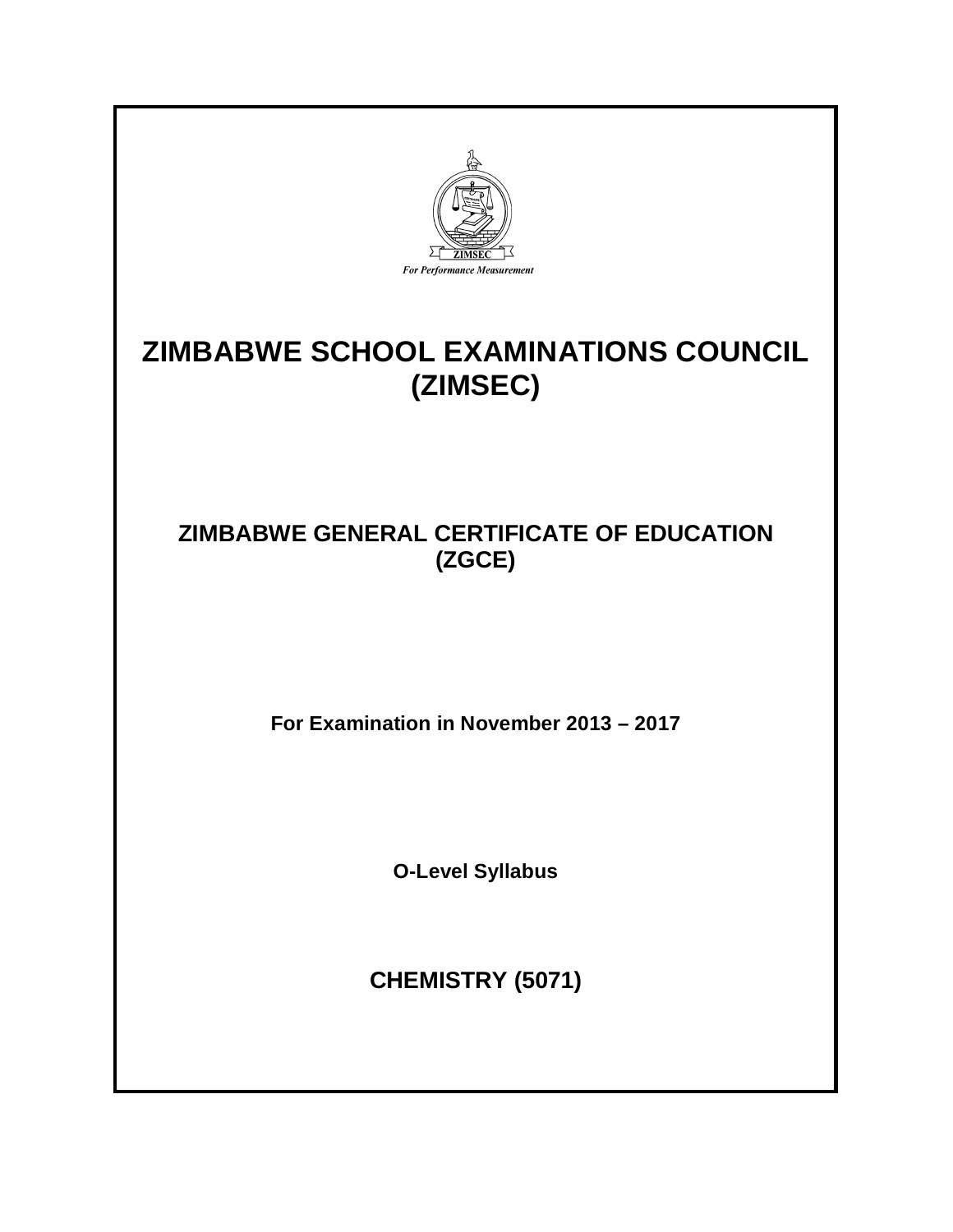ZIMSEC

*For Performance Measurement*

# ZIMBABWE SCHOOL EXAMINATIONS COUNCIL (ZIMSEC)

## ZIMBABWE GENERAL CERTIFICATE OF EDUCATION (ZGCE)

**For Examination in November 2013 – 2017**

**O-Level Syllabus**

## CHEMISTRY (5071)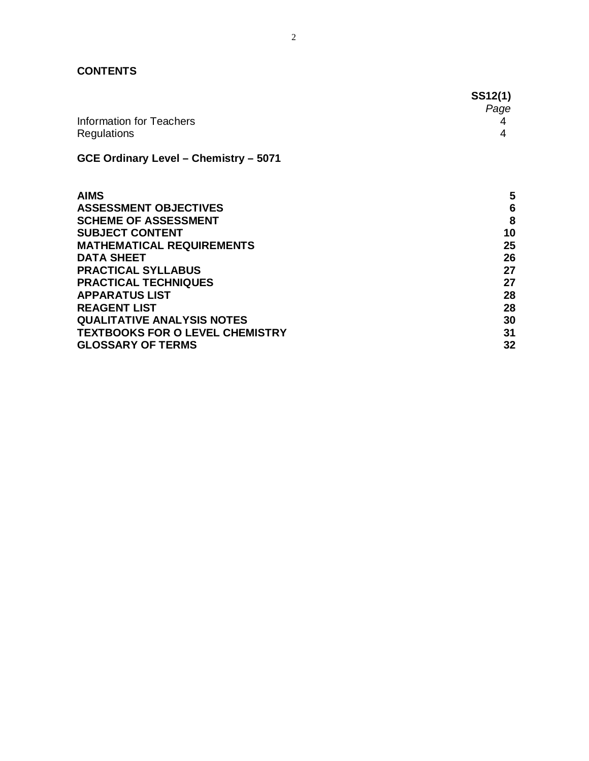## CONTENTS

| | SS12(1) *Page* |
|---|---|
| Information for Teachers | 4 |
| Regulations | 4 |

**GCE Ordinary Level – Chemistry – 5071**

| | |
|---|---|
| **AIMS** | **5** |
| **ASSESSMENT OBJECTIVES** | **6** |
| **SCHEME OF ASSESSMENT** | **8** |
| **SUBJECT CONTENT** | **10** |
| **MATHEMATICAL REQUIREMENTS** | **25** |
| **DATA SHEET** | **26** |
| **PRACTICAL SYLLABUS** | **27** |
| **PRACTICAL TECHNIQUES** | **27** |
| **APPARATUS LIST** | **28** |
| **REAGENT LIST** | **28** |
| **QUALITATIVE ANALYSIS NOTES** | **30** |
| **TEXTBOOKS FOR O LEVEL CHEMISTRY** | **31** |
| **GLOSSARY OF TERMS** | **32** |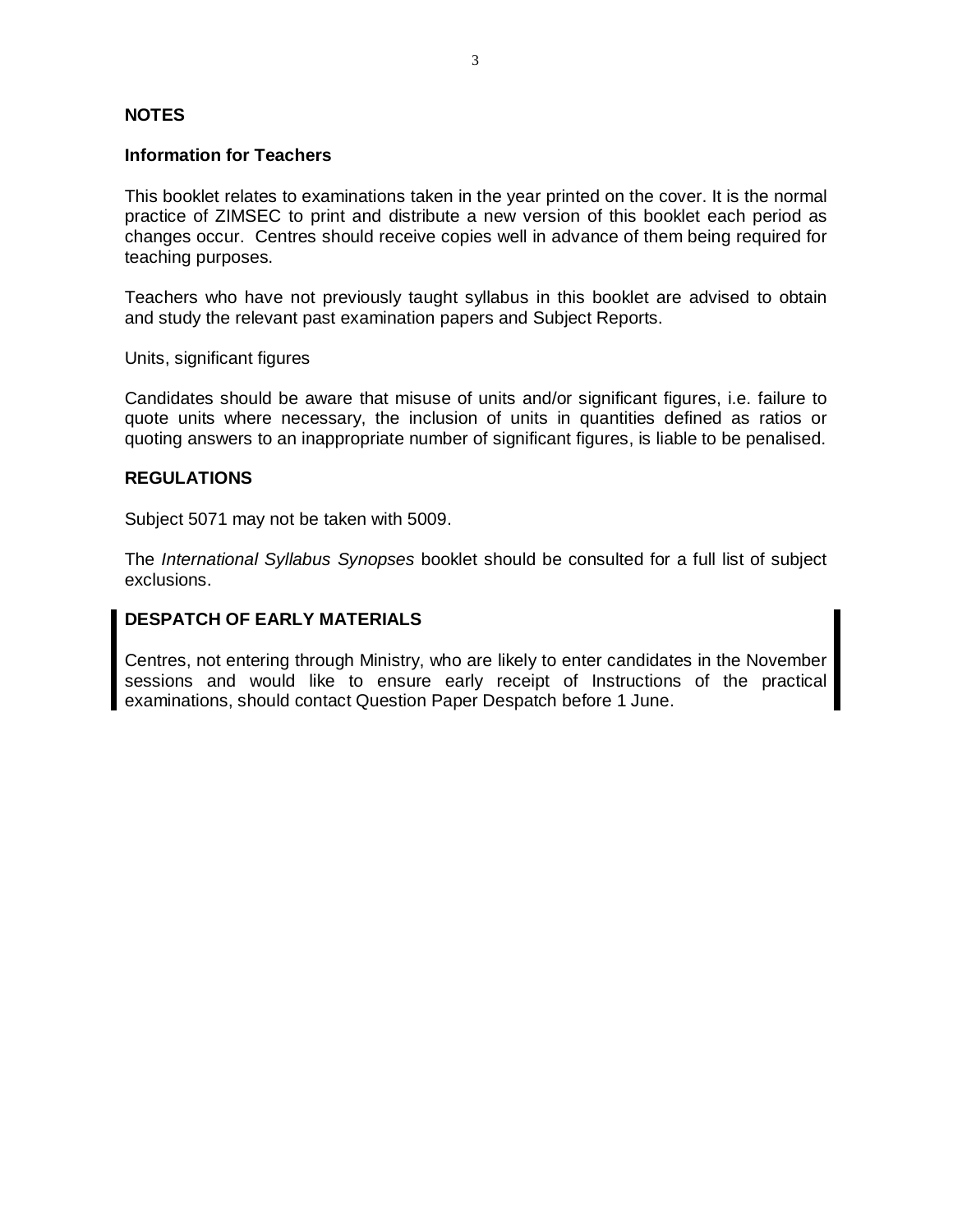## NOTES

### Information for Teachers

This booklet relates to examinations taken in the year printed on the cover. It is the normal practice of ZIMSEC to print and distribute a new version of this booklet each period as changes occur. Centres should receive copies well in advance of them being required for teaching purposes.

Teachers who have not previously taught syllabus in this booklet are advised to obtain and study the relevant past examination papers and Subject Reports.

Units, significant figures

Candidates should be aware that misuse of units and/or significant figures, i.e. failure to quote units where necessary, the inclusion of units in quantities defined as ratios or quoting answers to an inappropriate number of significant figures, is liable to be penalised.

## REGULATIONS

Subject 5071 may not be taken with 5009.

The *International Syllabus Synopses* booklet should be consulted for a full list of subject exclusions.

## DESPATCH OF EARLY MATERIALS

Centres, not entering through Ministry, who are likely to enter candidates in the November sessions and would like to ensure early receipt of Instructions of the practical examinations, should contact Question Paper Despatch before 1 June.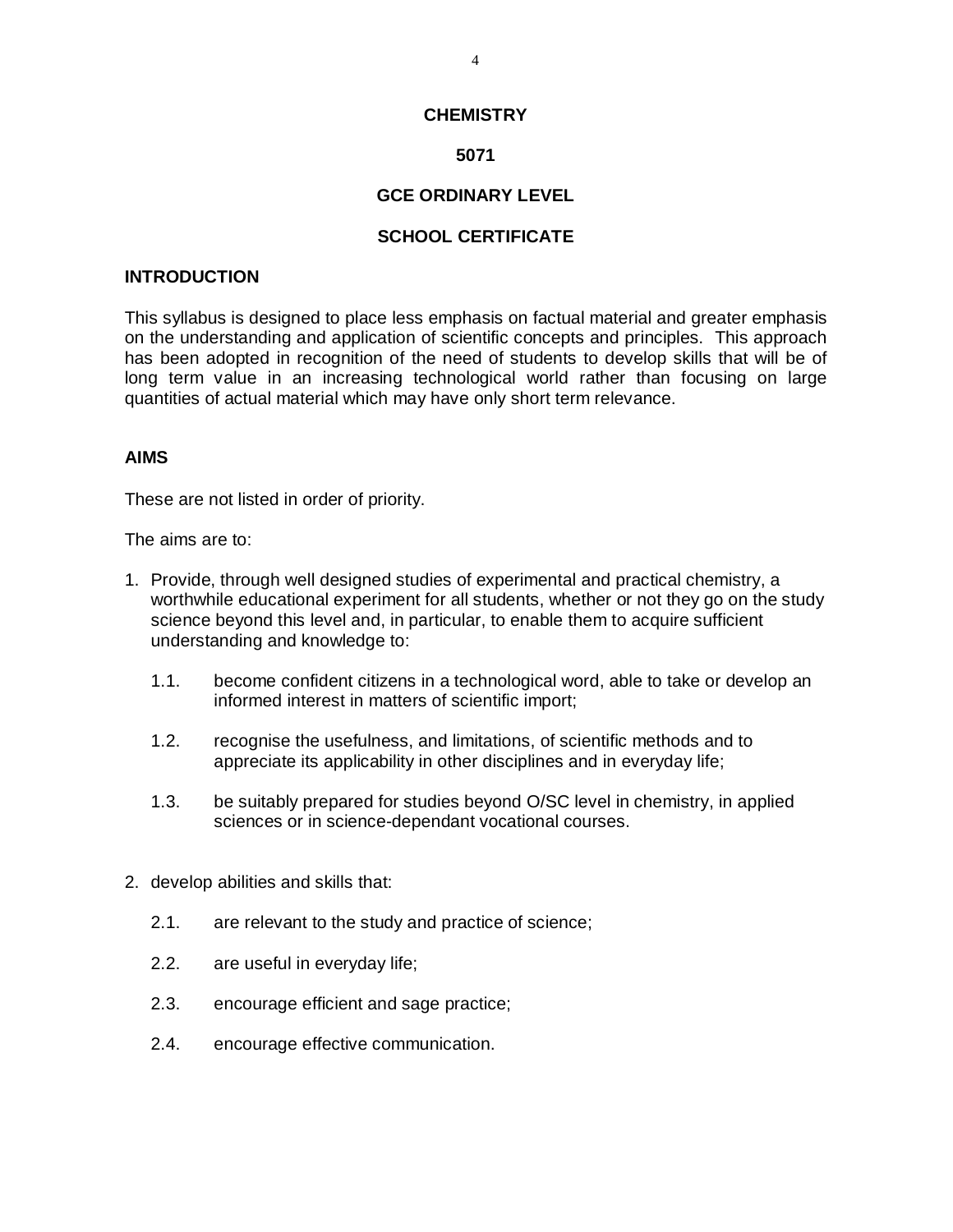# CHEMISTRY

# 5071

# GCE ORDINARY LEVEL

# SCHOOL CERTIFICATE

## INTRODUCTION

This syllabus is designed to place less emphasis on factual material and greater emphasis on the understanding and application of scientific concepts and principles. This approach has been adopted in recognition of the need of students to develop skills that will be of long term value in an increasing technological world rather than focusing on large quantities of actual material which may have only short term relevance.

## AIMS

These are not listed in order of priority.

The aims are to:

1. Provide, through well designed studies of experimental and practical chemistry, a worthwhile educational experiment for all students, whether or not they go on the study science beyond this level and, in particular, to enable them to acquire sufficient understanding and knowledge to:

   1.1. become confident citizens in a technological word, able to take or develop an informed interest in matters of scientific import;

   1.2. recognise the usefulness, and limitations, of scientific methods and to appreciate its applicability in other disciplines and in everyday life;

   1.3. be suitably prepared for studies beyond O/SC level in chemistry, in applied sciences or in science-dependant vocational courses.

2. develop abilities and skills that:

   2.1. are relevant to the study and practice of science;

   2.2. are useful in everyday life;

   2.3. encourage efficient and sage practice;

   2.4. encourage effective communication.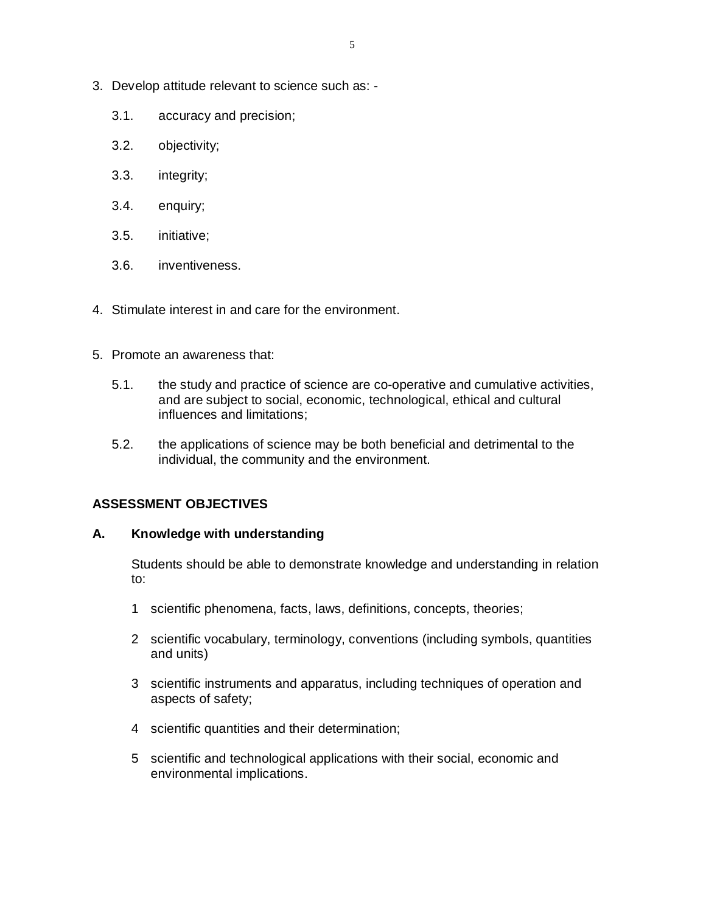3. Develop attitude relevant to science such as: -

    3.1. accuracy and precision;

    3.2. objectivity;

    3.3. integrity;

    3.4. enquiry;

    3.5. initiative;

    3.6. inventiveness.

4. Stimulate interest in and care for the environment.

5. Promote an awareness that:

    5.1. the study and practice of science are co-operative and cumulative activities, and are subject to social, economic, technological, ethical and cultural influences and limitations;

    5.2. the applications of science may be both beneficial and detrimental to the individual, the community and the environment.

## ASSESSMENT OBJECTIVES

### A. Knowledge with understanding

Students should be able to demonstrate knowledge and understanding in relation to:

1 scientific phenomena, facts, laws, definitions, concepts, theories;

2 scientific vocabulary, terminology, conventions (including symbols, quantities and units)

3 scientific instruments and apparatus, including techniques of operation and aspects of safety;

4 scientific quantities and their determination;

5 scientific and technological applications with their social, economic and environmental implications.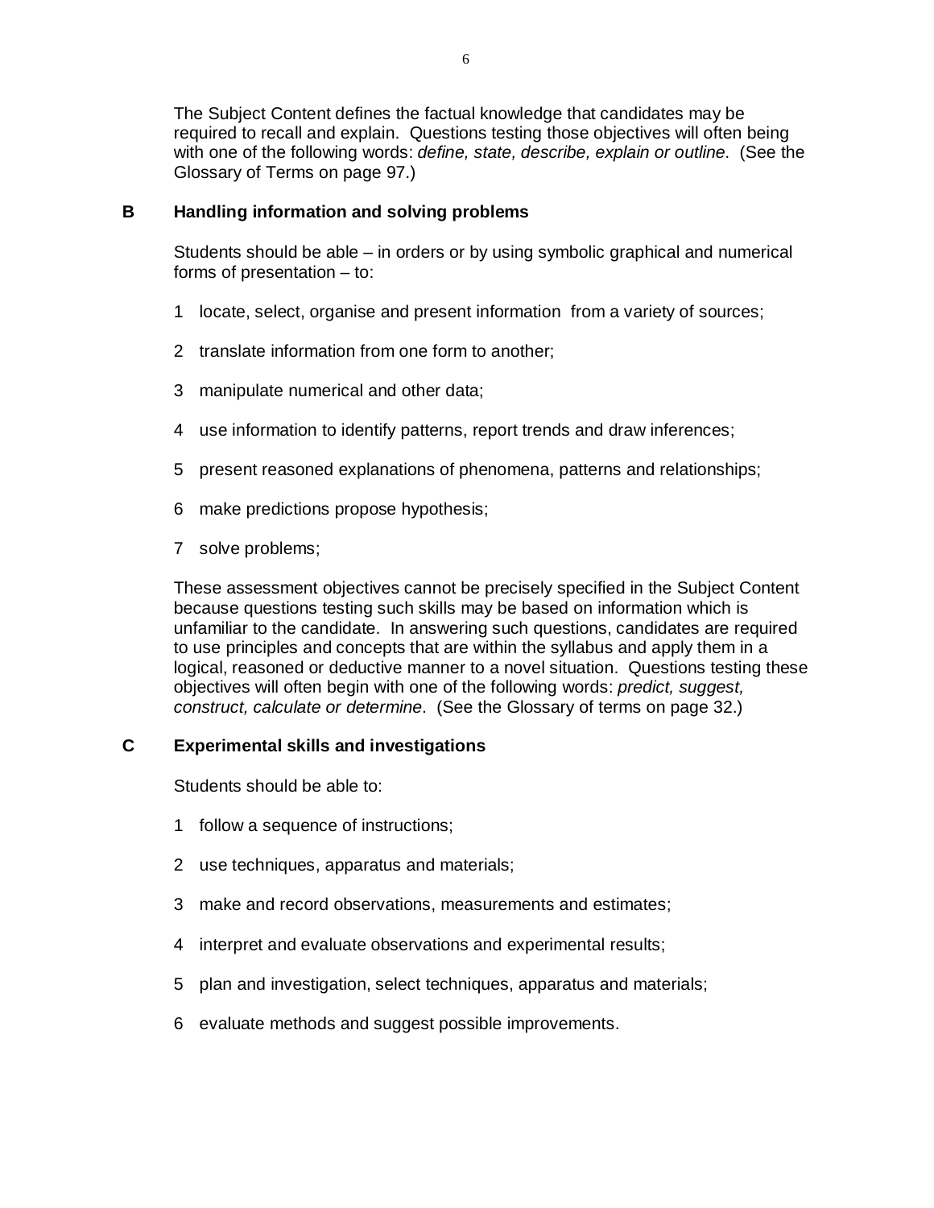The Subject Content defines the factual knowledge that candidates may be required to recall and explain. Questions testing those objectives will often being with one of the following words: *define, state, describe, explain or outline*. (See the Glossary of Terms on page 97.)

## B Handling information and solving problems

Students should be able – in orders or by using symbolic graphical and numerical forms of presentation – to:

1. locate, select, organise and present information from a variety of sources;
2. translate information from one form to another;
3. manipulate numerical and other data;
4. use information to identify patterns, report trends and draw inferences;
5. present reasoned explanations of phenomena, patterns and relationships;
6. make predictions propose hypothesis;
7. solve problems;

These assessment objectives cannot be precisely specified in the Subject Content because questions testing such skills may be based on information which is unfamiliar to the candidate. In answering such questions, candidates are required to use principles and concepts that are within the syllabus and apply them in a logical, reasoned or deductive manner to a novel situation. Questions testing these objectives will often begin with one of the following words: *predict, suggest, construct, calculate or determine*. (See the Glossary of terms on page 32.)

## C Experimental skills and investigations

Students should be able to:

1. follow a sequence of instructions;
2. use techniques, apparatus and materials;
3. make and record observations, measurements and estimates;
4. interpret and evaluate observations and experimental results;
5. plan and investigation, select techniques, apparatus and materials;
6. evaluate methods and suggest possible improvements.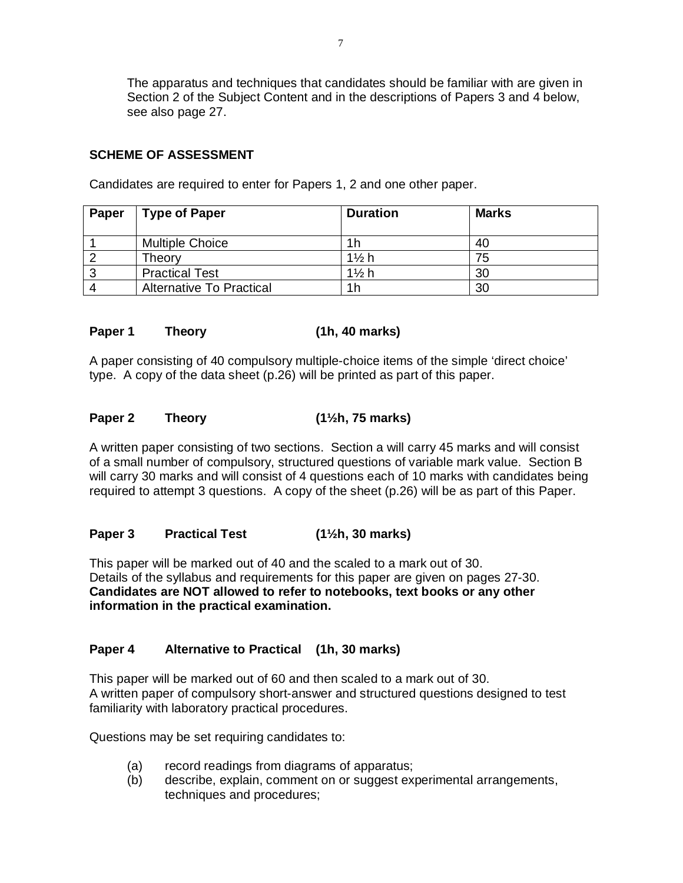The apparatus and techniques that candidates should be familiar with are given in Section 2 of the Subject Content and in the descriptions of Papers 3 and 4 below, see also page 27.

## SCHEME OF ASSESSMENT

Candidates are required to enter for Papers 1, 2 and one other paper.

| Paper | Type of Paper | Duration | Marks |
|---|---|---|---|
| 1 | Multiple Choice | 1h | 40 |
| 2 | Theory | 1½ h | 75 |
| 3 | Practical Test | 1½ h | 30 |
| 4 | Alternative To Practical | 1h | 30 |

### Paper 1 Theory (1h, 40 marks)

A paper consisting of 40 compulsory multiple-choice items of the simple 'direct choice' type. A copy of the data sheet (p.26) will be printed as part of this paper.

### Paper 2 Theory (1½h, 75 marks)

A written paper consisting of two sections. Section a will carry 45 marks and will consist of a small number of compulsory, structured questions of variable mark value. Section B will carry 30 marks and will consist of 4 questions each of 10 marks with candidates being required to attempt 3 questions. A copy of the sheet (p.26) will be as part of this Paper.

### Paper 3 Practical Test (1½h, 30 marks)

This paper will be marked out of 40 and the scaled to a mark out of 30.
Details of the syllabus and requirements for this paper are given on pages 27-30.
**Candidates are NOT allowed to refer to notebooks, text books or any other information in the practical examination.**

### Paper 4 Alternative to Practical (1h, 30 marks)

This paper will be marked out of 60 and then scaled to a mark out of 30.
A written paper of compulsory short-answer and structured questions designed to test familiarity with laboratory practical procedures.

Questions may be set requiring candidates to:

(a) record readings from diagrams of apparatus;
(b) describe, explain, comment on or suggest experimental arrangements, techniques and procedures;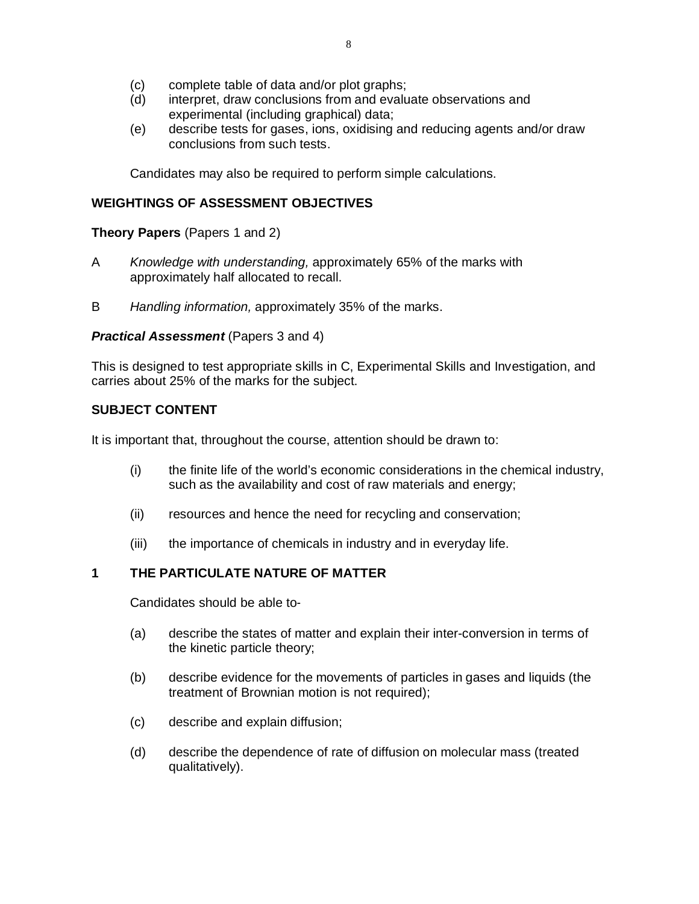(c) complete table of data and/or plot graphs;
(d) interpret, draw conclusions from and evaluate observations and experimental (including graphical) data;
(e) describe tests for gases, ions, oxidising and reducing agents and/or draw conclusions from such tests.

Candidates may also be required to perform simple calculations.

## WEIGHTINGS OF ASSESSMENT OBJECTIVES

**Theory Papers** (Papers 1 and 2)

A *Knowledge with understanding,* approximately 65% of the marks with approximately half allocated to recall.

B *Handling information,* approximately 35% of the marks.

***Practical Assessment*** (Papers 3 and 4)

This is designed to test appropriate skills in C, Experimental Skills and Investigation, and carries about 25% of the marks for the subject.

## SUBJECT CONTENT

It is important that, throughout the course, attention should be drawn to:

(i) the finite life of the world's economic considerations in the chemical industry, such as the availability and cost of raw materials and energy;

(ii) resources and hence the need for recycling and conservation;

(iii) the importance of chemicals in industry and in everyday life.

## 1 THE PARTICULATE NATURE OF MATTER

Candidates should be able to-

(a) describe the states of matter and explain their inter-conversion in terms of the kinetic particle theory;

(b) describe evidence for the movements of particles in gases and liquids (the treatment of Brownian motion is not required);

(c) describe and explain diffusion;

(d) describe the dependence of rate of diffusion on molecular mass (treated qualitatively).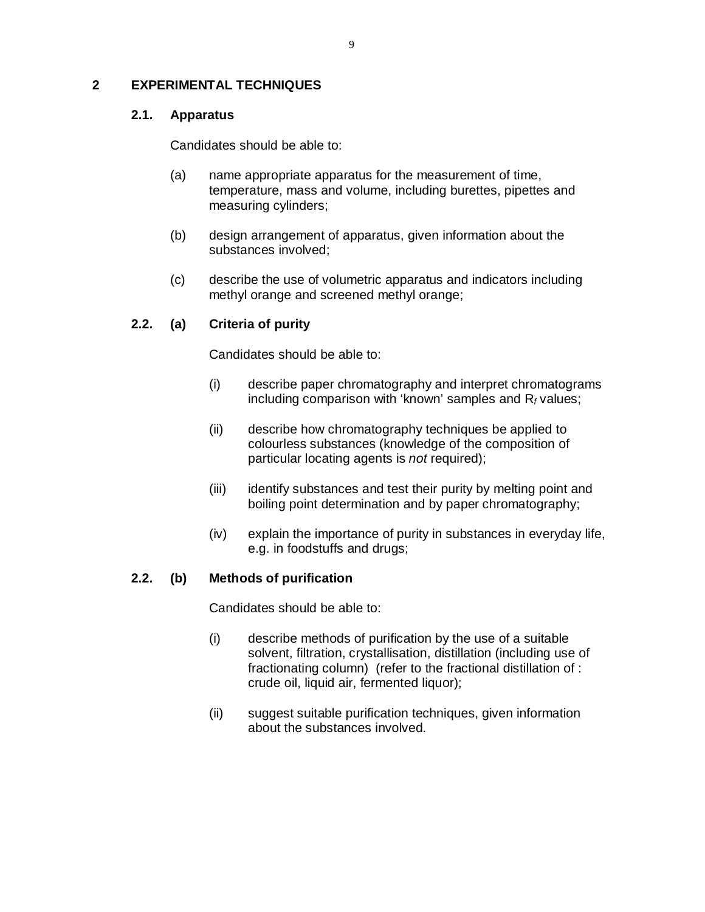## 2 EXPERIMENTAL TECHNIQUES

### 2.1. Apparatus

Candidates should be able to:

(a) name appropriate apparatus for the measurement of time, temperature, mass and volume, including burettes, pipettes and measuring cylinders;

(b) design arrangement of apparatus, given information about the substances involved;

(c) describe the use of volumetric apparatus and indicators including methyl orange and screened methyl orange;

### 2.2. (a) Criteria of purity

Candidates should be able to:

(i) describe paper chromatography and interpret chromatograms including comparison with 'known' samples and $R_f$ values;

(ii) describe how chromatography techniques be applied to colourless substances (knowledge of the composition of particular locating agents is *not* required);

(iii) identify substances and test their purity by melting point and boiling point determination and by paper chromatography;

(iv) explain the importance of purity in substances in everyday life, e.g. in foodstuffs and drugs;

### 2.2. (b) Methods of purification

Candidates should be able to:

(i) describe methods of purification by the use of a suitable solvent, filtration, crystallisation, distillation (including use of fractionating column) (refer to the fractional distillation of : crude oil, liquid air, fermented liquor);

(ii) suggest suitable purification techniques, given information about the substances involved.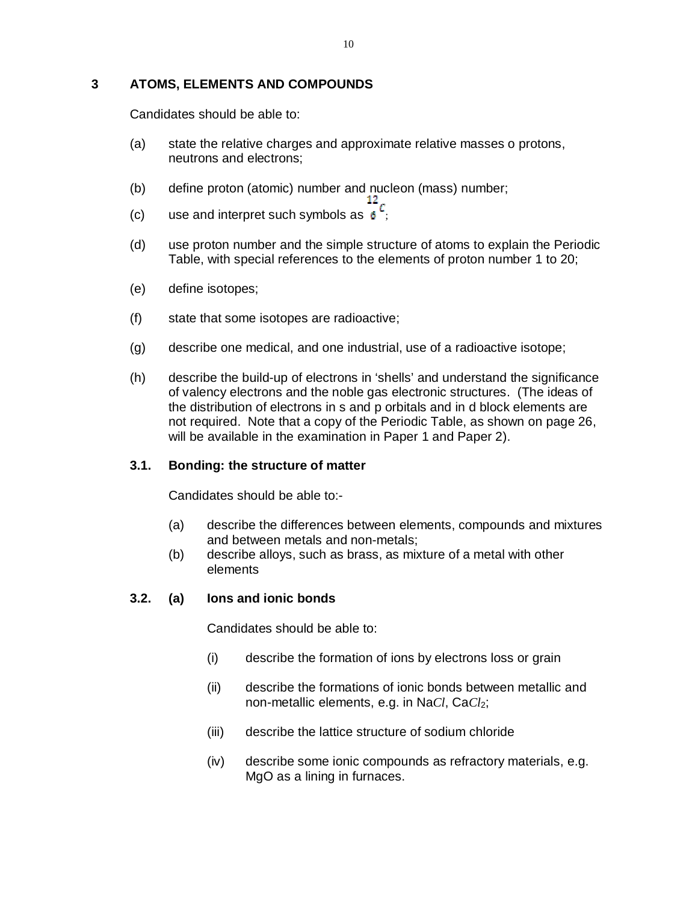## 3 ATOMS, ELEMENTS AND COMPOUNDS

Candidates should be able to:

(a) state the relative charges and approximate relative masses o protons, neutrons and electrons;

(b) define proton (atomic) number and nucleon (mass) number;

(c) use and interpret such symbols as $^{12}_{6}C$;

(d) use proton number and the simple structure of atoms to explain the Periodic Table, with special references to the elements of proton number 1 to 20;

(e) define isotopes;

(f) state that some isotopes are radioactive;

(g) describe one medical, and one industrial, use of a radioactive isotope;

(h) describe the build-up of electrons in 'shells' and understand the significance of valency electrons and the noble gas electronic structures. (The ideas of the distribution of electrons in s and p orbitals and in d block elements are not required. Note that a copy of the Periodic Table, as shown on page 26, will be available in the examination in Paper 1 and Paper 2).

### 3.1. Bonding: the structure of matter

Candidates should be able to:-

(a) describe the differences between elements, compounds and mixtures and between metals and non-metals;

(b) describe alloys, such as brass, as mixture of a metal with other elements

### 3.2. (a) Ions and ionic bonds

Candidates should be able to:

(i) describe the formation of ions by electrons loss or grain

(ii) describe the formations of ionic bonds between metallic and non-metallic elements, e.g. in $NaCl$, $CaCl_2$;

(iii) describe the lattice structure of sodium chloride

(iv) describe some ionic compounds as refractory materials, e.g. $MgO$ as a lining in furnaces.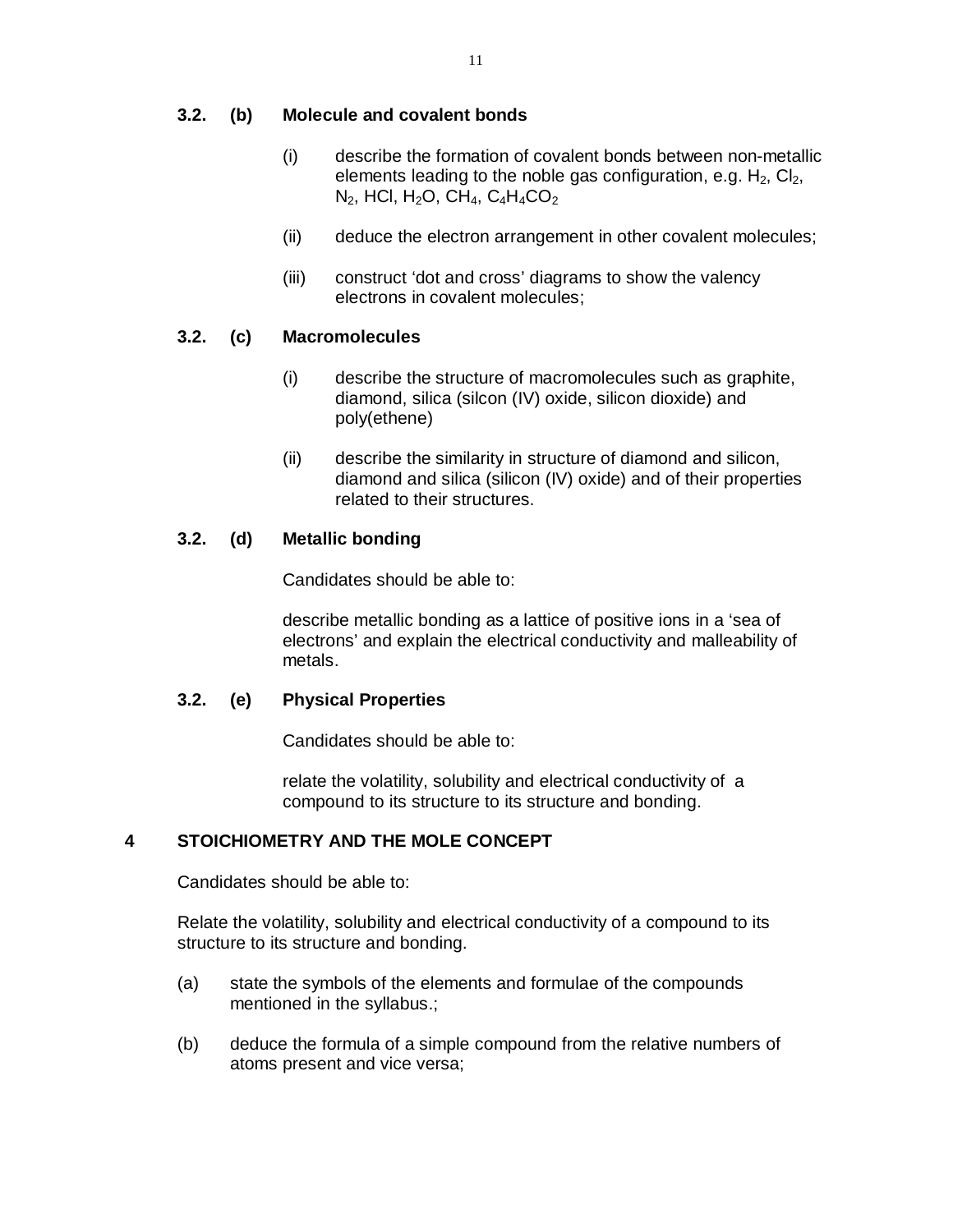### 3.2. (b) Molecule and covalent bonds

(i) describe the formation of covalent bonds between non-metallic elements leading to the noble gas configuration, e.g. $H_2$, $Cl_2$, $N_2$, HCl, $H_2O$, $CH_4$, $C_4H_4CO_2$

(ii) deduce the electron arrangement in other covalent molecules;

(iii) construct 'dot and cross' diagrams to show the valency electrons in covalent molecules;

### 3.2. (c) Macromolecules

(i) describe the structure of macromolecules such as graphite, diamond, silica (silcon (IV) oxide, silicon dioxide) and poly(ethene)

(ii) describe the similarity in structure of diamond and silicon, diamond and silica (silicon (IV) oxide) and of their properties related to their structures.

### 3.2. (d) Metallic bonding

Candidates should be able to:

describe metallic bonding as a lattice of positive ions in a 'sea of electrons' and explain the electrical conductivity and malleability of metals.

### 3.2. (e) Physical Properties

Candidates should be able to:

relate the volatility, solubility and electrical conductivity of a compound to its structure to its structure and bonding.

## 4 STOICHIOMETRY AND THE MOLE CONCEPT

Candidates should be able to:

Relate the volatility, solubility and electrical conductivity of a compound to its structure to its structure and bonding.

(a) state the symbols of the elements and formulae of the compounds mentioned in the syllabus.;

(b) deduce the formula of a simple compound from the relative numbers of atoms present and vice versa;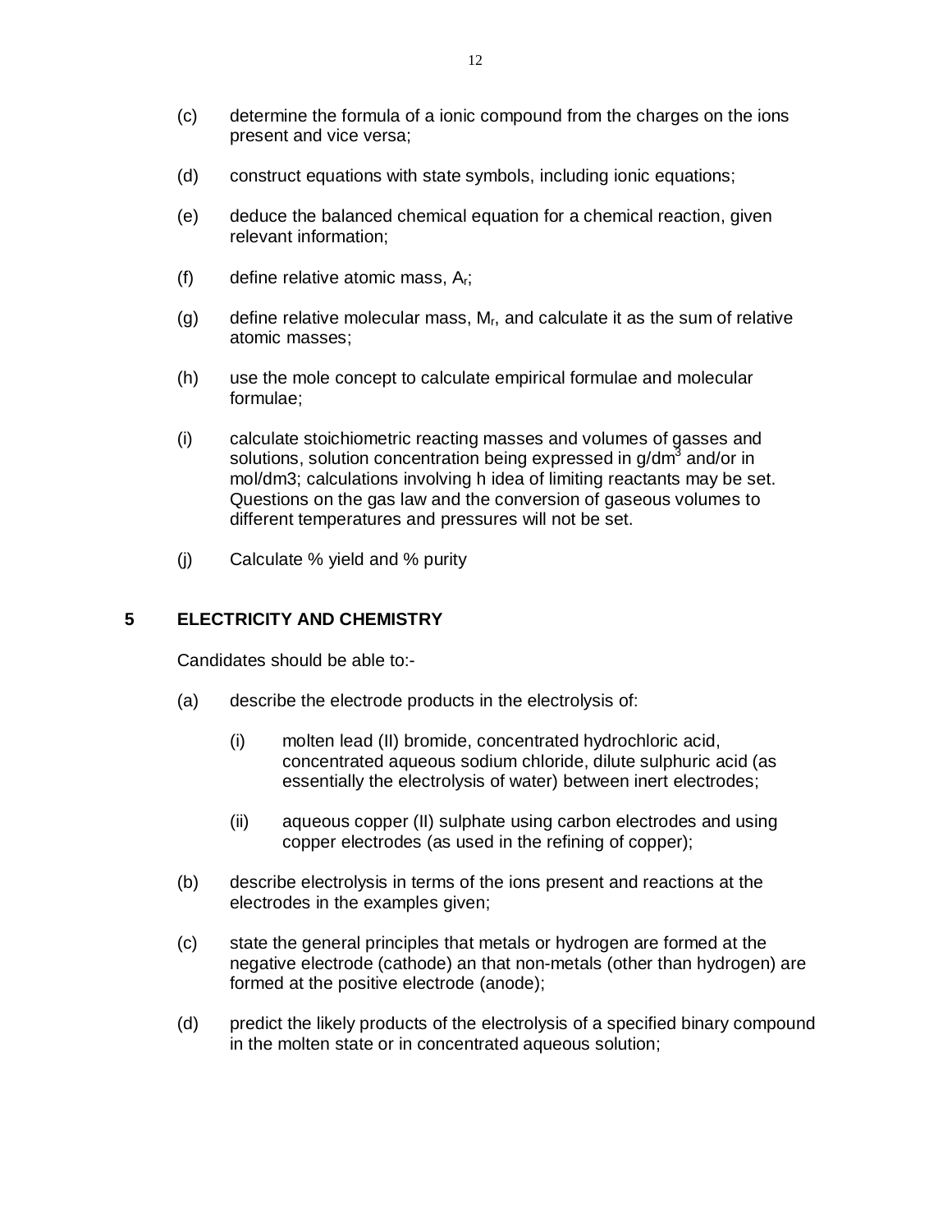(c) determine the formula of a ionic compound from the charges on the ions present and vice versa;

(d) construct equations with state symbols, including ionic equations;

(e) deduce the balanced chemical equation for a chemical reaction, given relevant information;

(f) define relative atomic mass, $A_r$;

(g) define relative molecular mass, $M_r$, and calculate it as the sum of relative atomic masses;

(h) use the mole concept to calculate empirical formulae and molecular formulae;

(i) calculate stoichiometric reacting masses and volumes of gasses and solutions, solution concentration being expressed in $g/dm^3$ and/or in mol/dm3; calculations involving h idea of limiting reactants may be set. Questions on the gas law and the conversion of gaseous volumes to different temperatures and pressures will not be set.

(j) Calculate % yield and % purity

## 5 ELECTRICITY AND CHEMISTRY

Candidates should be able to:-

(a) describe the electrode products in the electrolysis of:

  (i) molten lead (II) bromide, concentrated hydrochloric acid, concentrated aqueous sodium chloride, dilute sulphuric acid (as essentially the electrolysis of water) between inert electrodes;

  (ii) aqueous copper (II) sulphate using carbon electrodes and using copper electrodes (as used in the refining of copper);

(b) describe electrolysis in terms of the ions present and reactions at the electrodes in the examples given;

(c) state the general principles that metals or hydrogen are formed at the negative electrode (cathode) an that non-metals (other than hydrogen) are formed at the positive electrode (anode);

(d) predict the likely products of the electrolysis of a specified binary compound in the molten state or in concentrated aqueous solution;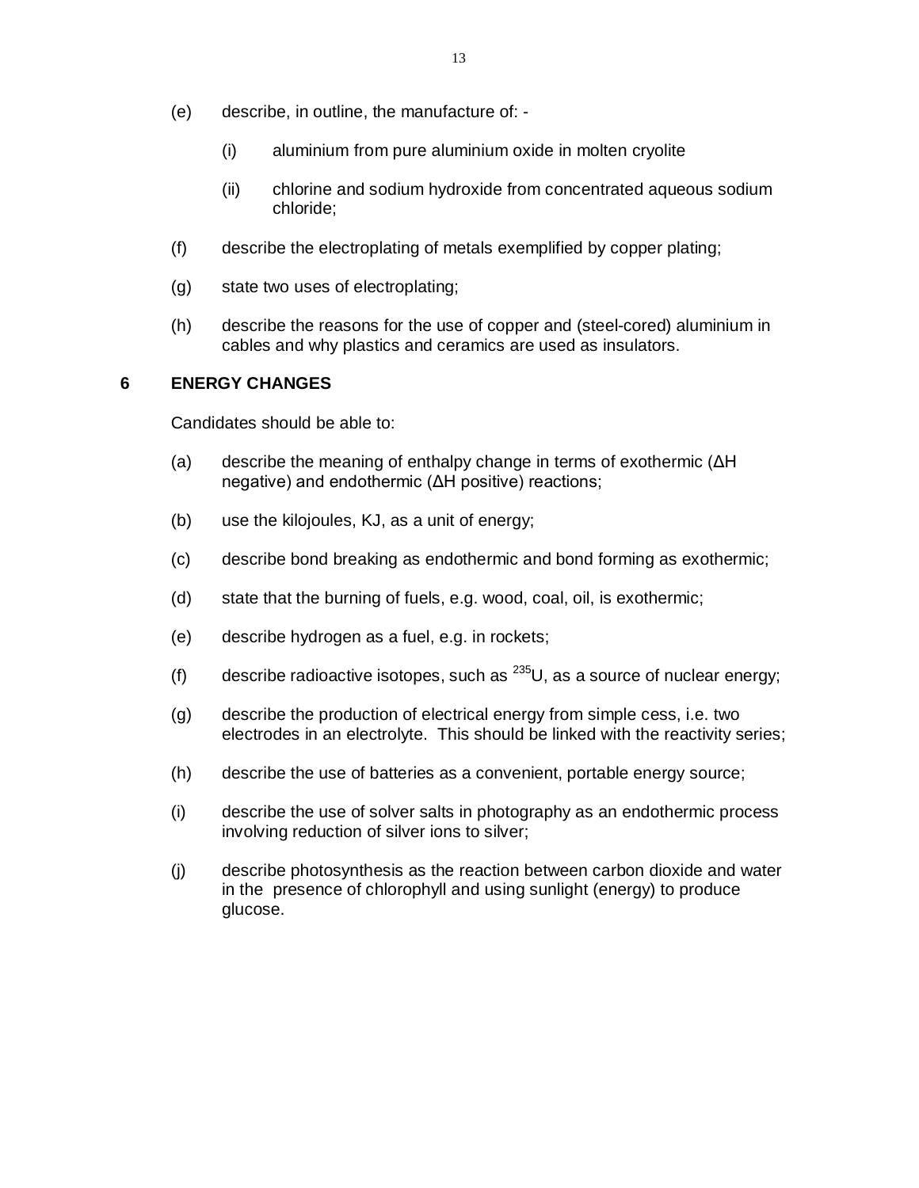(e) describe, in outline, the manufacture of: -

    (i) aluminium from pure aluminium oxide in molten cryolite

    (ii) chlorine and sodium hydroxide from concentrated aqueous sodium chloride;

(f) describe the electroplating of metals exemplified by copper plating;

(g) state two uses of electroplating;

(h) describe the reasons for the use of copper and (steel-cored) aluminium in cables and why plastics and ceramics are used as insulators.

## 6 ENERGY CHANGES

Candidates should be able to:

(a) describe the meaning of enthalpy change in terms of exothermic (ΔH negative) and endothermic (ΔH positive) reactions;

(b) use the kilojoules, KJ, as a unit of energy;

(c) describe bond breaking as endothermic and bond forming as exothermic;

(d) state that the burning of fuels, e.g. wood, coal, oil, is exothermic;

(e) describe hydrogen as a fuel, e.g. in rockets;

(f) describe radioactive isotopes, such as $^{235}U$, as a source of nuclear energy;

(g) describe the production of electrical energy from simple cess, i.e. two electrodes in an electrolyte. This should be linked with the reactivity series;

(h) describe the use of batteries as a convenient, portable energy source;

(i) describe the use of solver salts in photography as an endothermic process involving reduction of silver ions to silver;

(j) describe photosynthesis as the reaction between carbon dioxide and water in the presence of chlorophyll and using sunlight (energy) to produce glucose.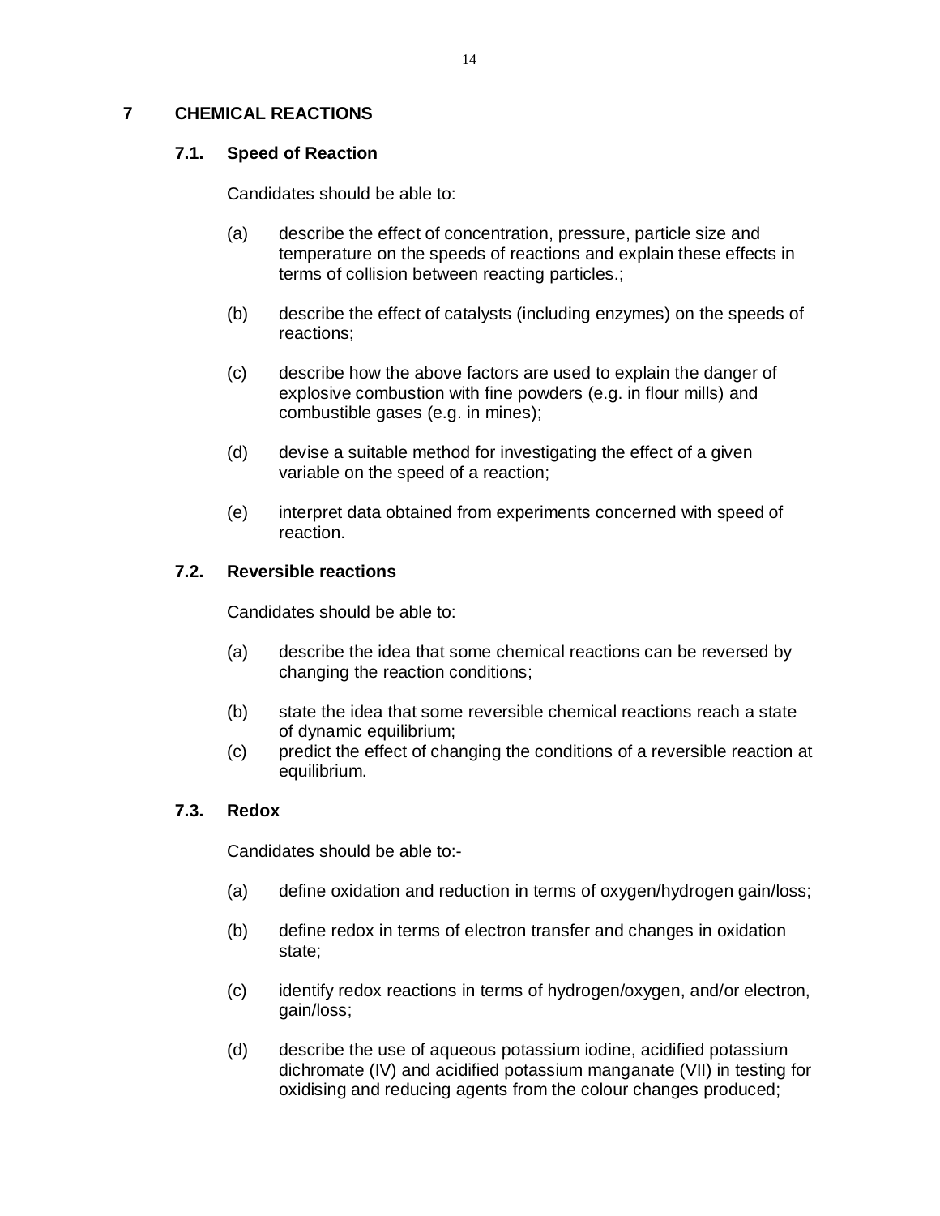## 7 CHEMICAL REACTIONS

### 7.1. Speed of Reaction

Candidates should be able to:

(a) describe the effect of concentration, pressure, particle size and temperature on the speeds of reactions and explain these effects in terms of collision between reacting particles.;

(b) describe the effect of catalysts (including enzymes) on the speeds of reactions;

(c) describe how the above factors are used to explain the danger of explosive combustion with fine powders (e.g. in flour mills) and combustible gases (e.g. in mines);

(d) devise a suitable method for investigating the effect of a given variable on the speed of a reaction;

(e) interpret data obtained from experiments concerned with speed of reaction.

### 7.2. Reversible reactions

Candidates should be able to:

(a) describe the idea that some chemical reactions can be reversed by changing the reaction conditions;

(b) state the idea that some reversible chemical reactions reach a state of dynamic equilibrium;

(c) predict the effect of changing the conditions of a reversible reaction at equilibrium.

### 7.3. Redox

Candidates should be able to:-

(a) define oxidation and reduction in terms of oxygen/hydrogen gain/loss;

(b) define redox in terms of electron transfer and changes in oxidation state;

(c) identify redox reactions in terms of hydrogen/oxygen, and/or electron, gain/loss;

(d) describe the use of aqueous potassium iodine, acidified potassium dichromate (IV) and acidified potassium manganate (VII) in testing for oxidising and reducing agents from the colour changes produced;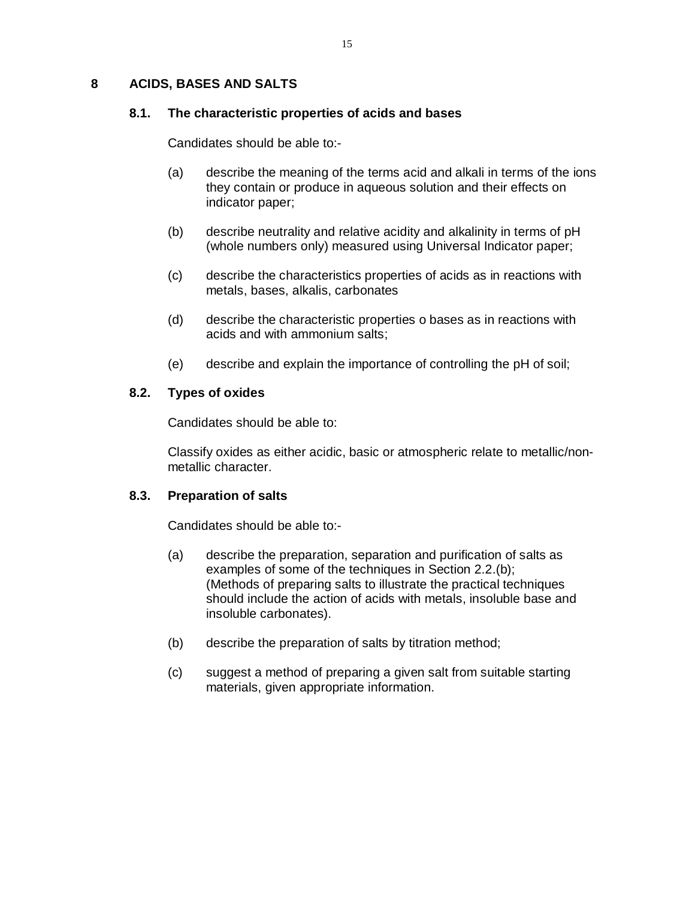## 8 ACIDS, BASES AND SALTS

### 8.1. The characteristic properties of acids and bases

Candidates should be able to:-

(a) describe the meaning of the terms acid and alkali in terms of the ions they contain or produce in aqueous solution and their effects on indicator paper;

(b) describe neutrality and relative acidity and alkalinity in terms of pH (whole numbers only) measured using Universal Indicator paper;

(c) describe the characteristics properties of acids as in reactions with metals, bases, alkalis, carbonates

(d) describe the characteristic properties o bases as in reactions with acids and with ammonium salts;

(e) describe and explain the importance of controlling the pH of soil;

### 8.2. Types of oxides

Candidates should be able to:

Classify oxides as either acidic, basic or atmospheric relate to metallic/non-metallic character.

### 8.3. Preparation of salts

Candidates should be able to:-

(a) describe the preparation, separation and purification of salts as examples of some of the techniques in Section 2.2.(b); (Methods of preparing salts to illustrate the practical techniques should include the action of acids with metals, insoluble base and insoluble carbonates).

(b) describe the preparation of salts by titration method;

(c) suggest a method of preparing a given salt from suitable starting materials, given appropriate information.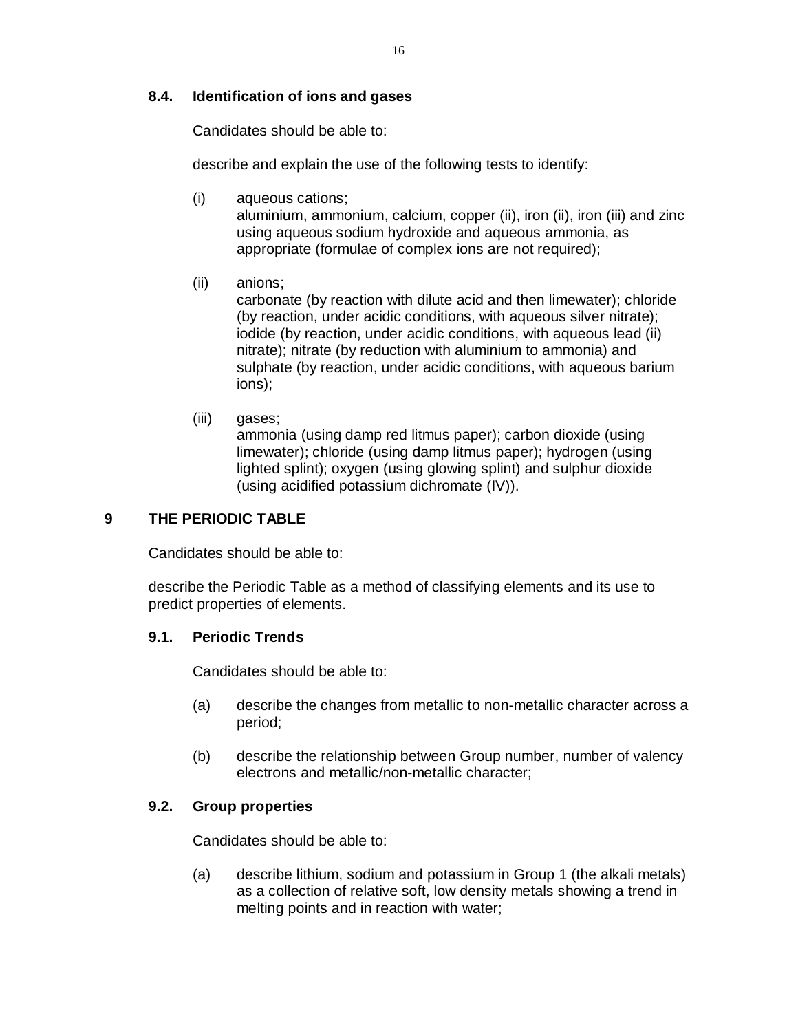### 8.4. Identification of ions and gases

Candidates should be able to:

describe and explain the use of the following tests to identify:

(i) aqueous cations;
aluminium, ammonium, calcium, copper (ii), iron (ii), iron (iii) and zinc using aqueous sodium hydroxide and aqueous ammonia, as appropriate (formulae of complex ions are not required);

(ii) anions;
carbonate (by reaction with dilute acid and then limewater); chloride (by reaction, under acidic conditions, with aqueous silver nitrate); iodide (by reaction, under acidic conditions, with aqueous lead (ii) nitrate); nitrate (by reduction with aluminium to ammonia) and sulphate (by reaction, under acidic conditions, with aqueous barium ions);

(iii) gases;
ammonia (using damp red litmus paper); carbon dioxide (using limewater); chloride (using damp litmus paper); hydrogen (using lighted splint); oxygen (using glowing splint) and sulphur dioxide (using acidified potassium dichromate (IV)).

## 9 THE PERIODIC TABLE

Candidates should be able to:

describe the Periodic Table as a method of classifying elements and its use to predict properties of elements.

### 9.1. Periodic Trends

Candidates should be able to:

(a) describe the changes from metallic to non-metallic character across a period;

(b) describe the relationship between Group number, number of valency electrons and metallic/non-metallic character;

### 9.2. Group properties

Candidates should be able to:

(a) describe lithium, sodium and potassium in Group 1 (the alkali metals) as a collection of relative soft, low density metals showing a trend in melting points and in reaction with water;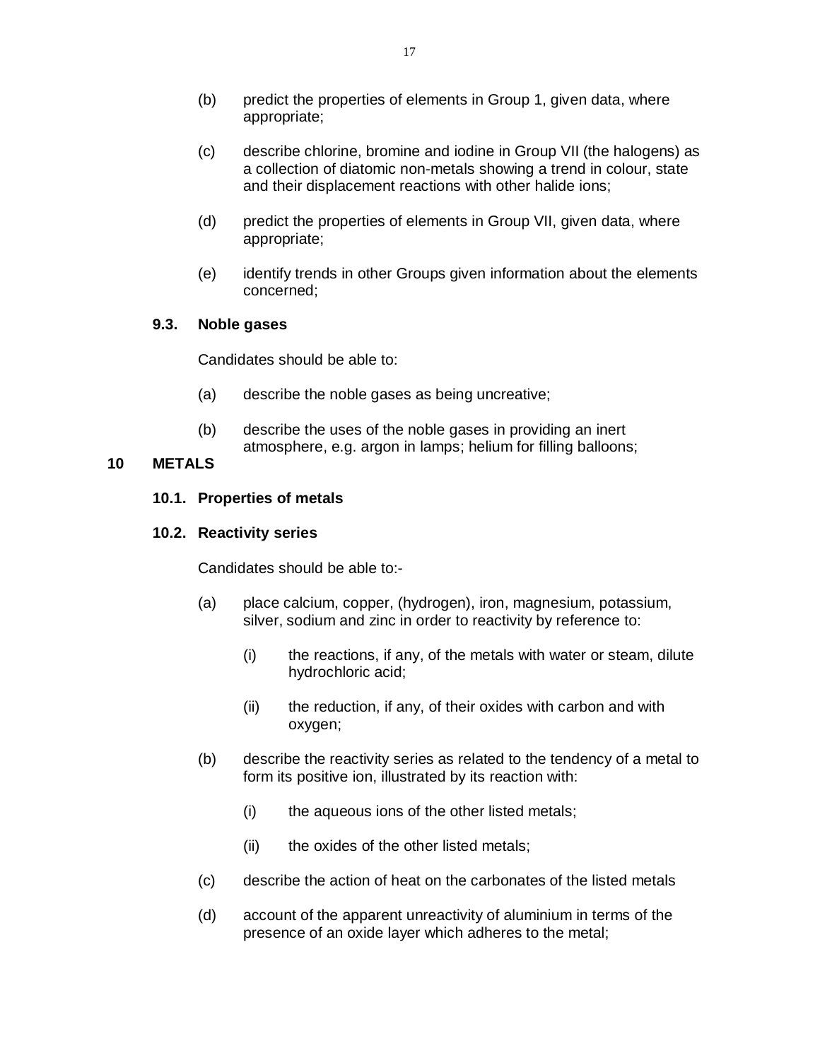(b) predict the properties of elements in Group 1, given data, where appropriate;

(c) describe chlorine, bromine and iodine in Group VII (the halogens) as a collection of diatomic non-metals showing a trend in colour, state and their displacement reactions with other halide ions;

(d) predict the properties of elements in Group VII, given data, where appropriate;

(e) identify trends in other Groups given information about the elements concerned;

### 9.3. Noble gases

Candidates should be able to:

(a) describe the noble gases as being uncreative;

(b) describe the uses of the noble gases in providing an inert atmosphere, e.g. argon in lamps; helium for filling balloons;

## 10 METALS

### 10.1. Properties of metals

### 10.2. Reactivity series

Candidates should be able to:-

(a) place calcium, copper, (hydrogen), iron, magnesium, potassium, silver, sodium and zinc in order to reactivity by reference to:

  (i) the reactions, if any, of the metals with water or steam, dilute hydrochloric acid;

  (ii) the reduction, if any, of their oxides with carbon and with oxygen;

(b) describe the reactivity series as related to the tendency of a metal to form its positive ion, illustrated by its reaction with:

  (i) the aqueous ions of the other listed metals;

  (ii) the oxides of the other listed metals;

(c) describe the action of heat on the carbonates of the listed metals

(d) account of the apparent unreactivity of aluminium in terms of the presence of an oxide layer which adheres to the metal;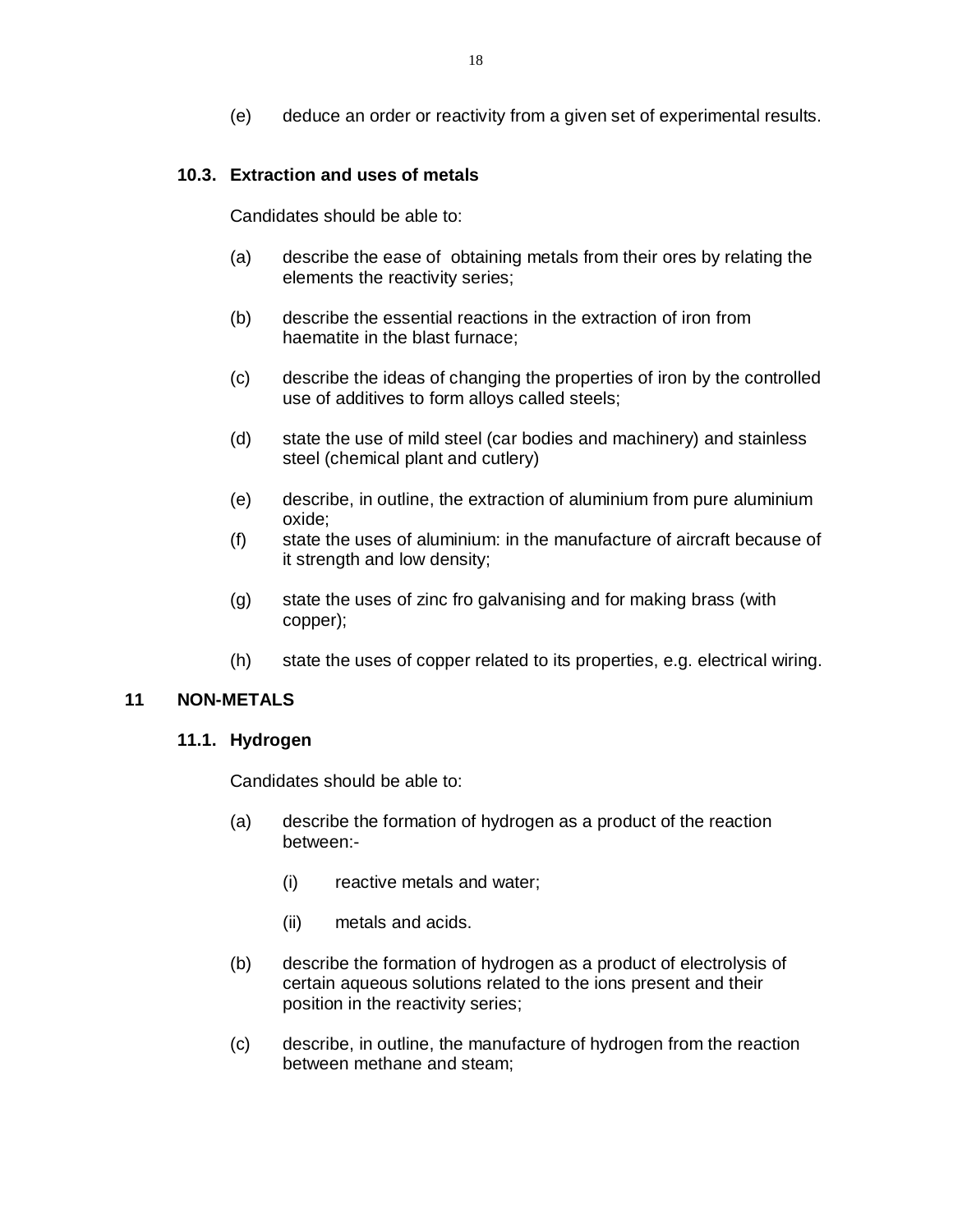(e) deduce an order or reactivity from a given set of experimental results.

### 10.3. Extraction and uses of metals

Candidates should be able to:

(a) describe the ease of obtaining metals from their ores by relating the elements the reactivity series;

(b) describe the essential reactions in the extraction of iron from haematite in the blast furnace;

(c) describe the ideas of changing the properties of iron by the controlled use of additives to form alloys called steels;

(d) state the use of mild steel (car bodies and machinery) and stainless steel (chemical plant and cutlery)

(e) describe, in outline, the extraction of aluminium from pure aluminium oxide;

(f) state the uses of aluminium: in the manufacture of aircraft because of it strength and low density;

(g) state the uses of zinc fro galvanising and for making brass (with copper);

(h) state the uses of copper related to its properties, e.g. electrical wiring.

## 11 NON-METALS

### 11.1. Hydrogen

Candidates should be able to:

(a) describe the formation of hydrogen as a product of the reaction between:-

  (i) reactive metals and water;

  (ii) metals and acids.

(b) describe the formation of hydrogen as a product of electrolysis of certain aqueous solutions related to the ions present and their position in the reactivity series;

(c) describe, in outline, the manufacture of hydrogen from the reaction between methane and steam;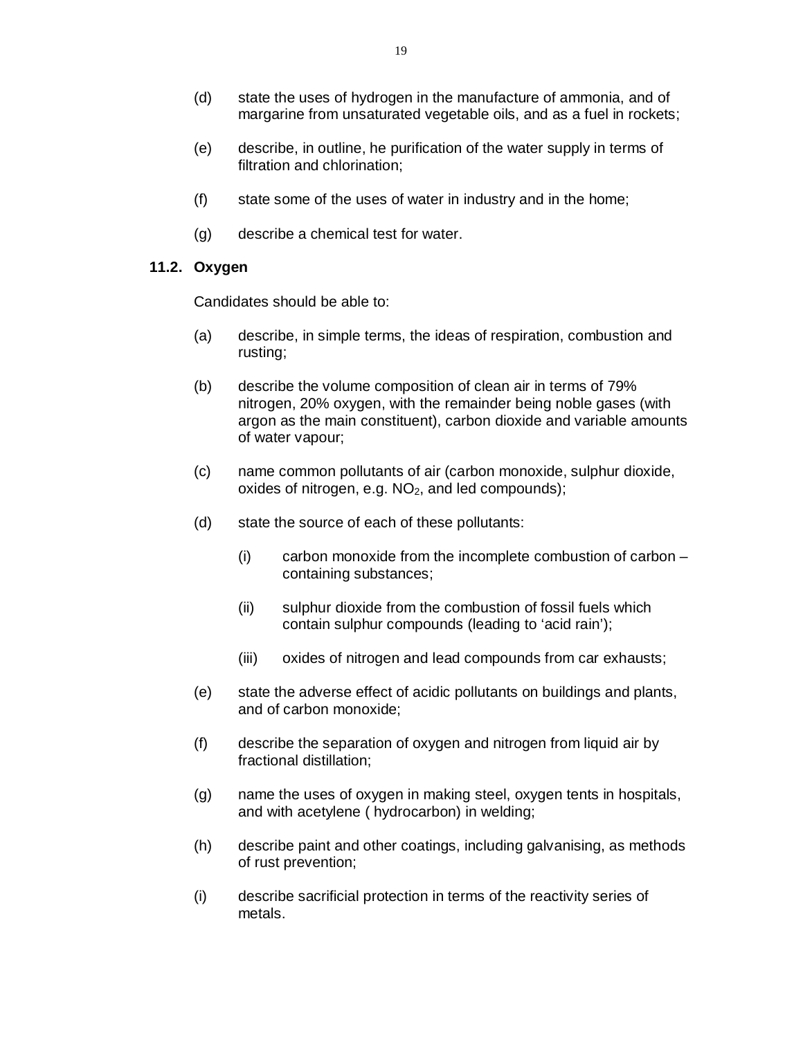(d) state the uses of hydrogen in the manufacture of ammonia, and of margarine from unsaturated vegetable oils, and as a fuel in rockets;

(e) describe, in outline, he purification of the water supply in terms of filtration and chlorination;

(f) state some of the uses of water in industry and in the home;

(g) describe a chemical test for water.

### 11.2. Oxygen

Candidates should be able to:

(a) describe, in simple terms, the ideas of respiration, combustion and rusting;

(b) describe the volume composition of clean air in terms of 79% nitrogen, 20% oxygen, with the remainder being noble gases (with argon as the main constituent), carbon dioxide and variable amounts of water vapour;

(c) name common pollutants of air (carbon monoxide, sulphur dioxide, oxides of nitrogen, e.g. $NO_2$, and led compounds);

(d) state the source of each of these pollutants:

  (i) carbon monoxide from the incomplete combustion of carbon – containing substances;

  (ii) sulphur dioxide from the combustion of fossil fuels which contain sulphur compounds (leading to 'acid rain');

  (iii) oxides of nitrogen and lead compounds from car exhausts;

(e) state the adverse effect of acidic pollutants on buildings and plants, and of carbon monoxide;

(f) describe the separation of oxygen and nitrogen from liquid air by fractional distillation;

(g) name the uses of oxygen in making steel, oxygen tents in hospitals, and with acetylene ( hydrocarbon) in welding;

(h) describe paint and other coatings, including galvanising, as methods of rust prevention;

(i) describe sacrificial protection in terms of the reactivity series of metals.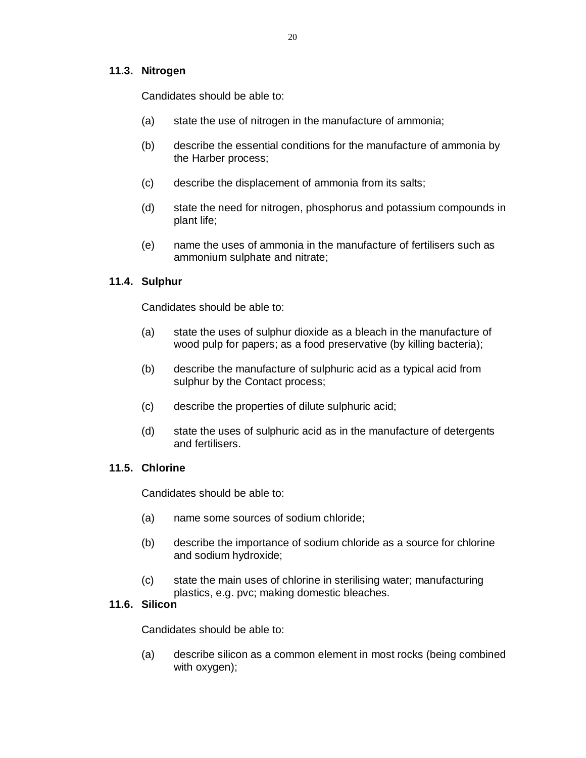### 11.3. Nitrogen

Candidates should be able to:

(a) state the use of nitrogen in the manufacture of ammonia;

(b) describe the essential conditions for the manufacture of ammonia by the Harber process;

(c) describe the displacement of ammonia from its salts;

(d) state the need for nitrogen, phosphorus and potassium compounds in plant life;

(e) name the uses of ammonia in the manufacture of fertilisers such as ammonium sulphate and nitrate;

### 11.4. Sulphur

Candidates should be able to:

(a) state the uses of sulphur dioxide as a bleach in the manufacture of wood pulp for papers; as a food preservative (by killing bacteria);

(b) describe the manufacture of sulphuric acid as a typical acid from sulphur by the Contact process;

(c) describe the properties of dilute sulphuric acid;

(d) state the uses of sulphuric acid as in the manufacture of detergents and fertilisers.

### 11.5. Chlorine

Candidates should be able to:

(a) name some sources of sodium chloride;

(b) describe the importance of sodium chloride as a source for chlorine and sodium hydroxide;

(c) state the main uses of chlorine in sterilising water; manufacturing plastics, e.g. pvc; making domestic bleaches.

### 11.6. Silicon

Candidates should be able to:

(a) describe silicon as a common element in most rocks (being combined with oxygen);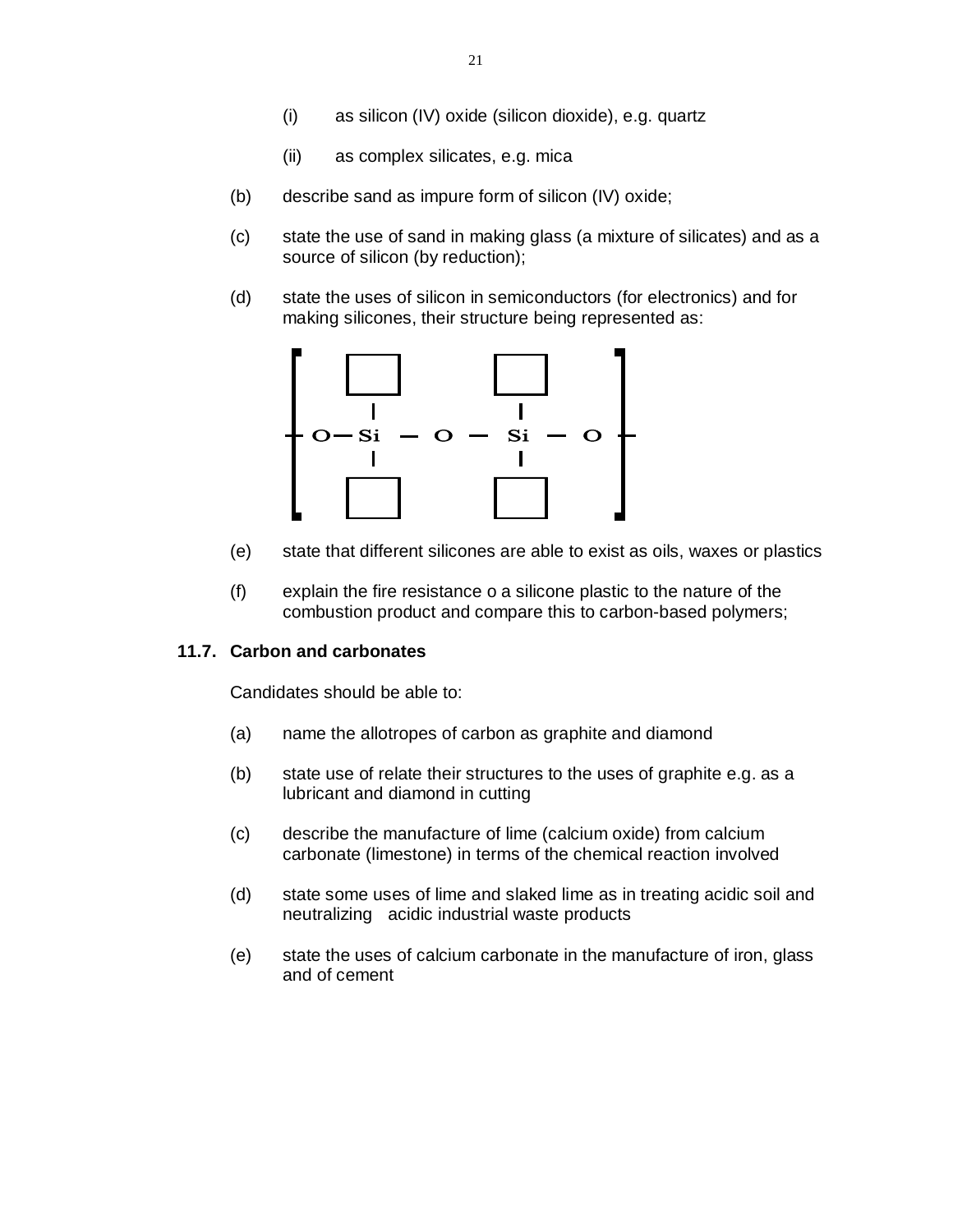(i) as silicon (IV) oxide (silicon dioxide), e.g. quartz

   (ii) as complex silicates, e.g. mica

(b) describe sand as impure form of silicon (IV) oxide;

(c) state the use of sand in making glass (a mixture of silicates) and as a source of silicon (by reduction);

(d) state the uses of silicon in semiconductors (for electronics) and for making silicones, their structure being represented as:

```
 ┌     ┌───┐           ┌───┐        ┐
 │     │   │           │   │        │
 │     └───┘           └───┘        │
 │       |               |          │
─│ O ─ Si  ─  O  ─      Si  ─  O    │─
 │       |               |          │
 │     ┌───┐           ┌───┐        │
 │     │   │           │   │        │
 └     └───┘           └───┘        ┘
```

(e) state that different silicones are able to exist as oils, waxes or plastics

(f) explain the fire resistance o a silicone plastic to the nature of the combustion product and compare this to carbon-based polymers;

### 11.7. Carbon and carbonates

Candidates should be able to:

(a) name the allotropes of carbon as graphite and diamond

(b) state use of relate their structures to the uses of graphite e.g. as a lubricant and diamond in cutting

(c) describe the manufacture of lime (calcium oxide) from calcium carbonate (limestone) in terms of the chemical reaction involved

(d) state some uses of lime and slaked lime as in treating acidic soil and neutralizing acidic industrial waste products

(e) state the uses of calcium carbonate in the manufacture of iron, glass and of cement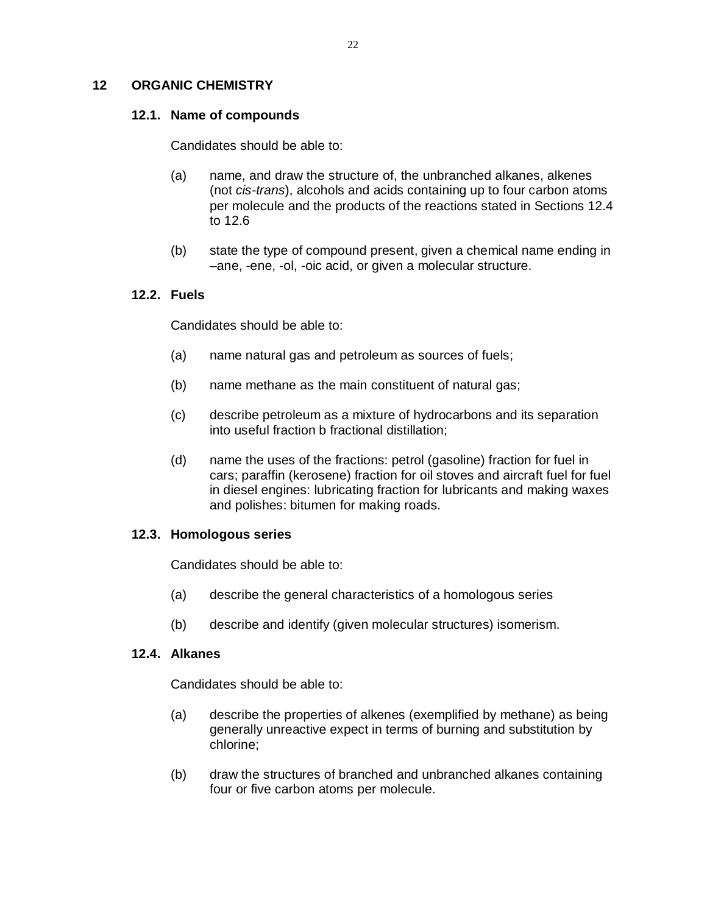## 12 ORGANIC CHEMISTRY

### 12.1. Name of compounds

Candidates should be able to:

(a) name, and draw the structure of, the unbranched alkanes, alkenes (not *cis-trans*), alcohols and acids containing up to four carbon atoms per molecule and the products of the reactions stated in Sections 12.4 to 12.6

(b) state the type of compound present, given a chemical name ending in –ane, -ene, -ol, -oic acid, or given a molecular structure.

### 12.2. Fuels

Candidates should be able to:

(a) name natural gas and petroleum as sources of fuels;

(b) name methane as the main constituent of natural gas;

(c) describe petroleum as a mixture of hydrocarbons and its separation into useful fraction b fractional distillation;

(d) name the uses of the fractions: petrol (gasoline) fraction for fuel in cars; paraffin (kerosene) fraction for oil stoves and aircraft fuel for fuel in diesel engines: lubricating fraction for lubricants and making waxes and polishes: bitumen for making roads.

### 12.3. Homologous series

Candidates should be able to:

(a) describe the general characteristics of a homologous series

(b) describe and identify (given molecular structures) isomerism.

### 12.4. Alkanes

Candidates should be able to:

(a) describe the properties of alkenes (exemplified by methane) as being generally unreactive expect in terms of burning and substitution by chlorine;

(b) draw the structures of branched and unbranched alkanes containing four or five carbon atoms per molecule.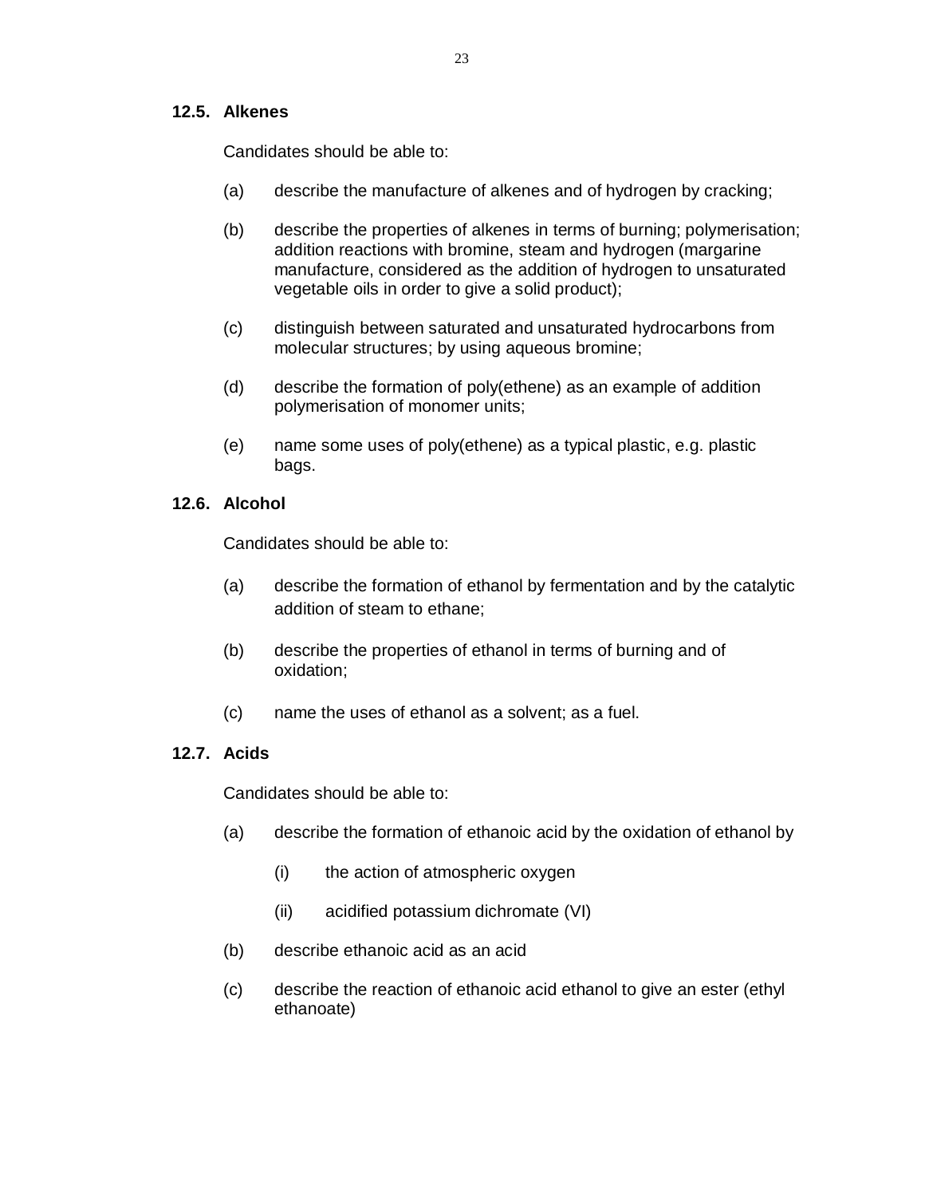### 12.5. Alkenes

Candidates should be able to:

(a) describe the manufacture of alkenes and of hydrogen by cracking;

(b) describe the properties of alkenes in terms of burning; polymerisation; addition reactions with bromine, steam and hydrogen (margarine manufacture, considered as the addition of hydrogen to unsaturated vegetable oils in order to give a solid product);

(c) distinguish between saturated and unsaturated hydrocarbons from molecular structures; by using aqueous bromine;

(d) describe the formation of poly(ethene) as an example of addition polymerisation of monomer units;

(e) name some uses of poly(ethene) as a typical plastic, e.g. plastic bags.

### 12.6. Alcohol

Candidates should be able to:

(a) describe the formation of ethanol by fermentation and by the catalytic addition of steam to ethane;

(b) describe the properties of ethanol in terms of burning and of oxidation;

(c) name the uses of ethanol as a solvent; as a fuel.

### 12.7. Acids

Candidates should be able to:

(a) describe the formation of ethanoic acid by the oxidation of ethanol by

  (i) the action of atmospheric oxygen

  (ii) acidified potassium dichromate (VI)

(b) describe ethanoic acid as an acid

(c) describe the reaction of ethanoic acid ethanol to give an ester (ethyl ethanoate)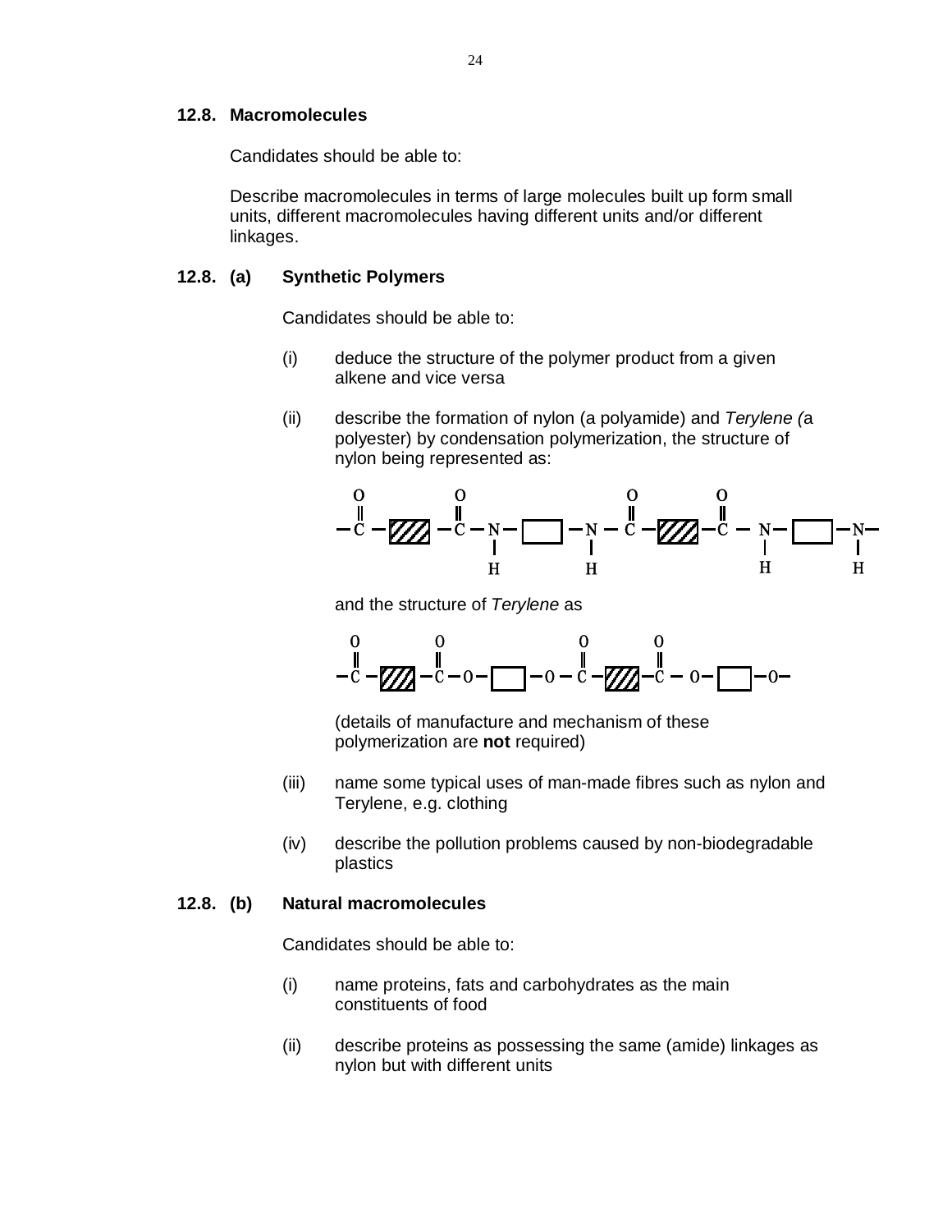## 12.8. Macromolecules

Candidates should be able to:

Describe macromolecules in terms of large molecules built up form small units, different macromolecules having different units and/or different linkages.

### 12.8. (a) Synthetic Polymers

Candidates should be able to:

(i) deduce the structure of the polymer product from a given alkene and vice versa

(ii) describe the formation of nylon (a polyamide) and *Terylene (*a polyester) by condensation polymerization, the structure of nylon being represented as:

```
  O         O                    O         O
  ||        ||                   ||        ||
—C —[////]—C — N —[    ]— N — C —[////]—C — N —[    ]— N—
               |          |                 |          |
               H          H                 H          H
```

and the structure of *Terylene* as

```
  O         O                   O         O
  ||        ||                  ||        ||
—C —[////]—C — O —[    ]— O — C —[////]—C — O —[    ]— O—
```

(details of manufacture and mechanism of these polymerization are **not** required)

(iii) name some typical uses of man-made fibres such as nylon and Terylene, e.g. clothing

(iv) describe the pollution problems caused by non-biodegradable plastics

### 12.8. (b) Natural macromolecules

Candidates should be able to:

(i) name proteins, fats and carbohydrates as the main constituents of food

(ii) describe proteins as possessing the same (amide) linkages as nylon but with different units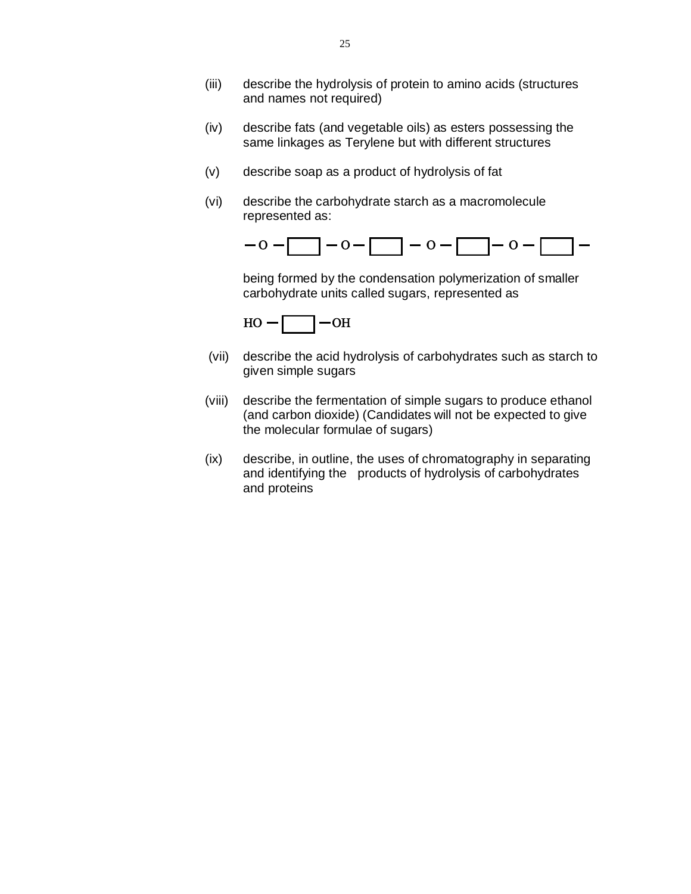(iii) describe the hydrolysis of protein to amino acids (structures and names not required)

(iv) describe fats (and vegetable oils) as esters possessing the same linkages as Terylene but with different structures

(v) describe soap as a product of hydrolysis of fat

(vi) describe the carbohydrate starch as a macromolecule represented as:

$$-\mathrm{O}-\boxed{\phantom{xx}}-\mathrm{O}-\boxed{\phantom{xx}}-\mathrm{O}-\boxed{\phantom{xx}}-\mathrm{O}-\boxed{\phantom{xx}}-$$

being formed by the condensation polymerization of smaller carbohydrate units called sugars, represented as

$$\mathrm{HO}-\boxed{\phantom{xx}}-\mathrm{OH}$$

(vii) describe the acid hydrolysis of carbohydrates such as starch to given simple sugars

(viii) describe the fermentation of simple sugars to produce ethanol (and carbon dioxide) (Candidates will not be expected to give the molecular formulae of sugars)

(ix) describe, in outline, the uses of chromatography in separating and identifying the products of hydrolysis of carbohydrates and proteins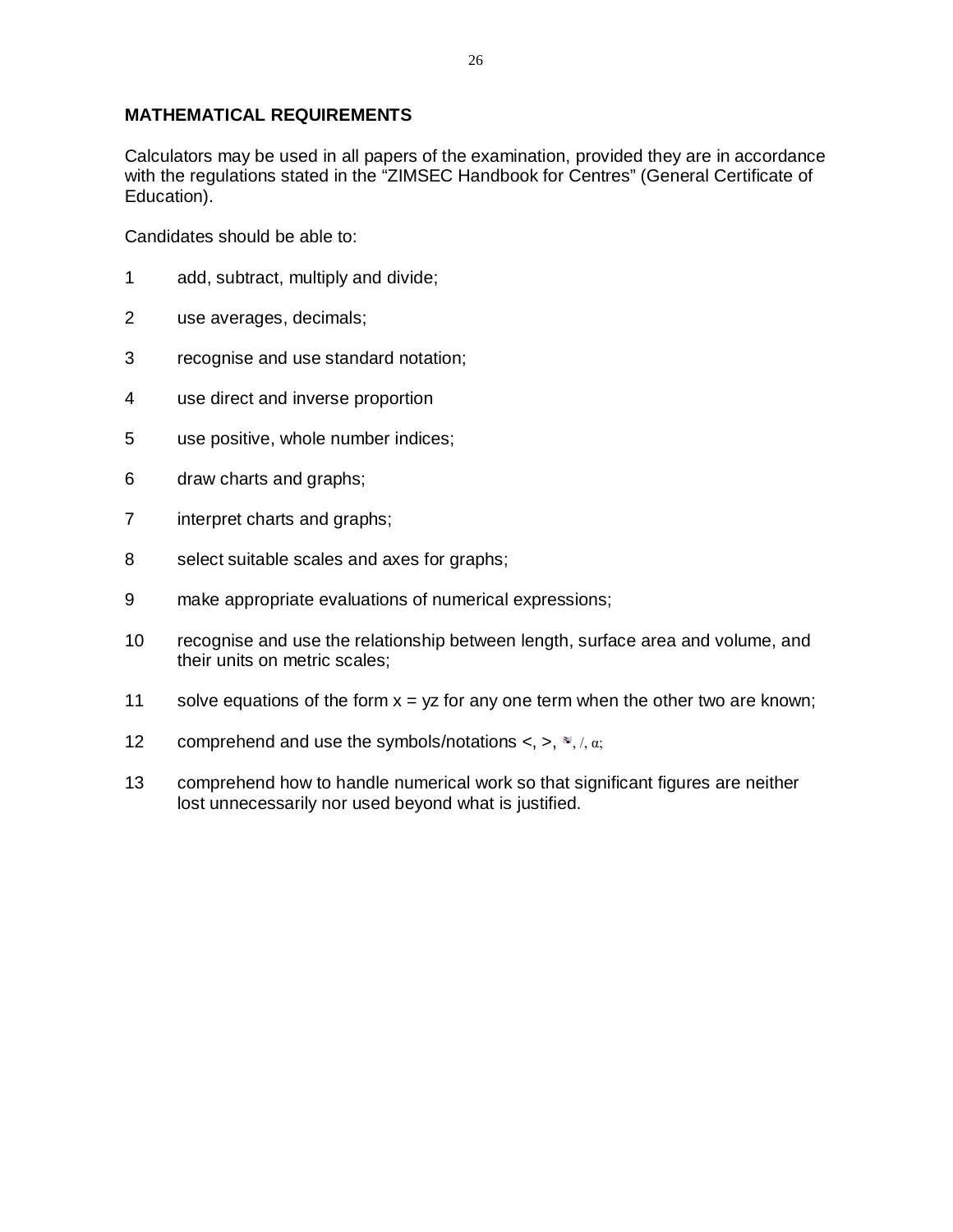## MATHEMATICAL REQUIREMENTS

Calculators may be used in all papers of the examination, provided they are in accordance with the regulations stated in the "ZIMSEC Handbook for Centres" (General Certificate of Education).

Candidates should be able to:

1. add, subtract, multiply and divide;
2. use averages, decimals;
3. recognise and use standard notation;
4. use direct and inverse proportion
5. use positive, whole number indices;
6. draw charts and graphs;
7. interpret charts and graphs;
8. select suitable scales and axes for graphs;
9. make appropriate evaluations of numerical expressions;
10. recognise and use the relationship between length, surface area and volume, and their units on metric scales;
11. solve equations of the form $x = yz$ for any one term when the other two are known;
12. comprehend and use the symbols/notations <, >, ≈, /, α;
13. comprehend how to handle numerical work so that significant figures are neither lost unnecessarily nor used beyond what is justified.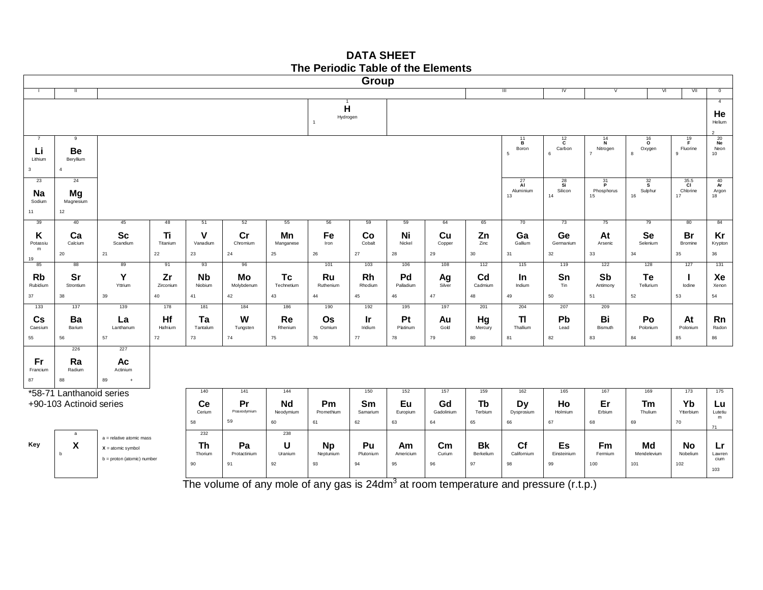# DATA SHEET

## The Periodic Table of the Elements

| I | II | | | | | | | | | | | III | IV | V | VI | VII | 0 |
|---|---|---|---|---|---|---|---|---|---|---|---|---|---|---|---|---|---|
| | | | | | | | 1 **H** Hydrogen 1 | | | | | | | | | | 4 **He** Helium 2 |
| 7 **Li** Lithium 3 | 9 **Be** Beryllium 4 | | | | | | | | | | | 11 **B** Boron 5 | 12 **C** Carbon 6 | 14 **N** Nitrogen 7 | 16 **O** Oxygen 8 | 19 **F** Fluorine 9 | 20 **Ne** Neon 10 |
| 23 **Na** Sodium 11 | 24 **Mg** Magnesium 12 | | | | | | | | | | | 27 **Al** Aluminium 13 | 28 **Si** Silicon 14 | 31 **P** Phosphorus 15 | 32 **S** Sulphur 16 | 35.5 **Cl** Chlorine 17 | 40 **Ar** Argon 18 |
| 39 **K** Potassium 19 | 40 **Ca** Calcium 20 | 45 **Sc** Scandium 21 | 48 **Ti** Titanium 22 | 51 **V** Vanadium 23 | 52 **Cr** Chromium 24 | 55 **Mn** Manganese 25 | 56 **Fe** Iron 26 | 59 **Co** Cobalt 27 | 59 **Ni** Nickel 28 | 64 **Cu** Copper 29 | 65 **Zn** Zinc 30 | 70 **Ga** Gallium 31 | 73 **Ge** Germanium 32 | 75 **At** Arsenic 33 | 79 **Se** Selenium 34 | 80 **Br** Bromine 35 | 84 **Kr** Krypton 36 |
| 85 **Rb** Rubidium 37 | 88 **Sr** Strontium 38 | 89 **Y** Yttrium 39 | 91 **Zr** Zirconium 40 | 93 **Nb** Niobium 41 | 96 **Mo** Molybdenum 42 | **Tc** Technetium 43 | 101 **Ru** Ruthenium 44 | 103 **Rh** Rhodium 45 | 106 **Pd** Palladium 46 | 108 **Ag** Silver 47 | 112 **Cd** Cadmium 48 | 115 **In** Indium 49 | 119 **Sn** Tin 50 | 122 **Sb** Antimony 51 | 128 **Te** Tellurium 52 | 127 **I** Iodine 53 | 131 **Xe** Xenon 54 |
| 133 **Cs** Caesium 55 | 137 **Ba** Barium 56 | 139 **La** Lanthanum 57 | 178 **Hf** Hafnium 72 | 181 **Ta** Tantalum 73 | 184 **W** Tungsten 74 | 186 **Re** Rhenium 75 | 190 **Os** Osmium 76 | 192 **Ir** Iridium 77 | 195 **Pt** Platinum 78 | 197 **Au** Gold 79 | 201 **Hg** Mercury 80 | 204 **Tl** Thallium 81 | 207 **Pb** Lead 82 | 209 **Bi** Bismuth 83 | **Po** Polonium 84 | **At** Polonium 85 | **Rn** Radon 86 |
| **Fr** Francium 87 | 226 **Ra** Radium 88 | 227 **Ac** Actinium 89 + | | | | | | | | | | | | | | | |

*58-71 Lanthanoid series
+90-103 Actinoid series

| 140 **Ce** Cerium 58 | 141 **Pr** Praseodymium 59 | 144 **Nd** Neodymium 60 | **Pm** Promethium 61 | 150 **Sm** Samarium 62 | 152 **Eu** Europium 63 | 157 **Gd** Gadolinium 64 | 159 **Tb** Terbium 65 | 162 **Dy** Dysprosium 66 | 165 **Ho** Holmium 67 | 167 **Er** Erbium 68 | 169 **Tm** Thulium 69 | 173 **Yb** Ytterbium 70 | 175 **Lu** Lutetium 71 |
|---|---|---|---|---|---|---|---|---|---|---|---|---|---|
| 232 **Th** Thorium 90 | **Pa** Protactinium 91 | 238 **U** Uranium 92 | **Np** Neptunium 93 | **Pu** Plutonium 94 | **Am** Americium 95 | **Cm** Curium 96 | **Bk** Berkelium 97 | **Cf** Californium 98 | **Es** Einsteinium 99 | **Fm** Fermium 100 | **Md** Mendelevium 101 | **No** Nobelium 102 | **Lr** Lawrencium 103 |

**Key**

| a **X** b |
|---|

a = relative atomic mass
**X** = atomic symbol
b = proton (atomic) number

The volume of any mole of any gas is $24 dm^3$ at room temperature and pressure (r.t.p.)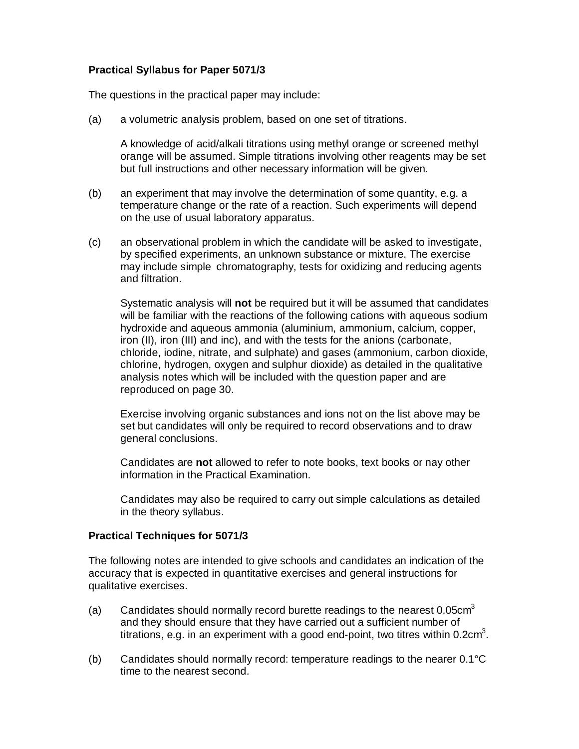**Practical Syllabus for Paper 5071/3**

The questions in the practical paper may include:

(a) a volumetric analysis problem, based on one set of titrations.

A knowledge of acid/alkali titrations using methyl orange or screened methyl orange will be assumed. Simple titrations involving other reagents may be set but full instructions and other necessary information will be given.

(b) an experiment that may involve the determination of some quantity, e.g. a temperature change or the rate of a reaction. Such experiments will depend on the use of usual laboratory apparatus.

(c) an observational problem in which the candidate will be asked to investigate, by specified experiments, an unknown substance or mixture. The exercise may include simple chromatography, tests for oxidizing and reducing agents and filtration.

Systematic analysis will **not** be required but it will be assumed that candidates will be familiar with the reactions of the following cations with aqueous sodium hydroxide and aqueous ammonia (aluminium, ammonium, calcium, copper, iron (II), iron (III) and inc), and with the tests for the anions (carbonate, chloride, iodine, nitrate, and sulphate) and gases (ammonium, carbon dioxide, chlorine, hydrogen, oxygen and sulphur dioxide) as detailed in the qualitative analysis notes which will be included with the question paper and are reproduced on page 30.

Exercise involving organic substances and ions not on the list above may be set but candidates will only be required to record observations and to draw general conclusions.

Candidates are **not** allowed to refer to note books, text books or nay other information in the Practical Examination.

Candidates may also be required to carry out simple calculations as detailed in the theory syllabus.

**Practical Techniques for 5071/3**

The following notes are intended to give schools and candidates an indication of the accuracy that is expected in quantitative exercises and general instructions for qualitative exercises.

(a) Candidates should normally record burette readings to the nearest $0.05cm^3$ and they should ensure that they have carried out a sufficient number of titrations, e.g. in an experiment with a good end-point, two titres within $0.2cm^3$.

(b) Candidates should normally record: temperature readings to the nearer 0.1°C time to the nearest second.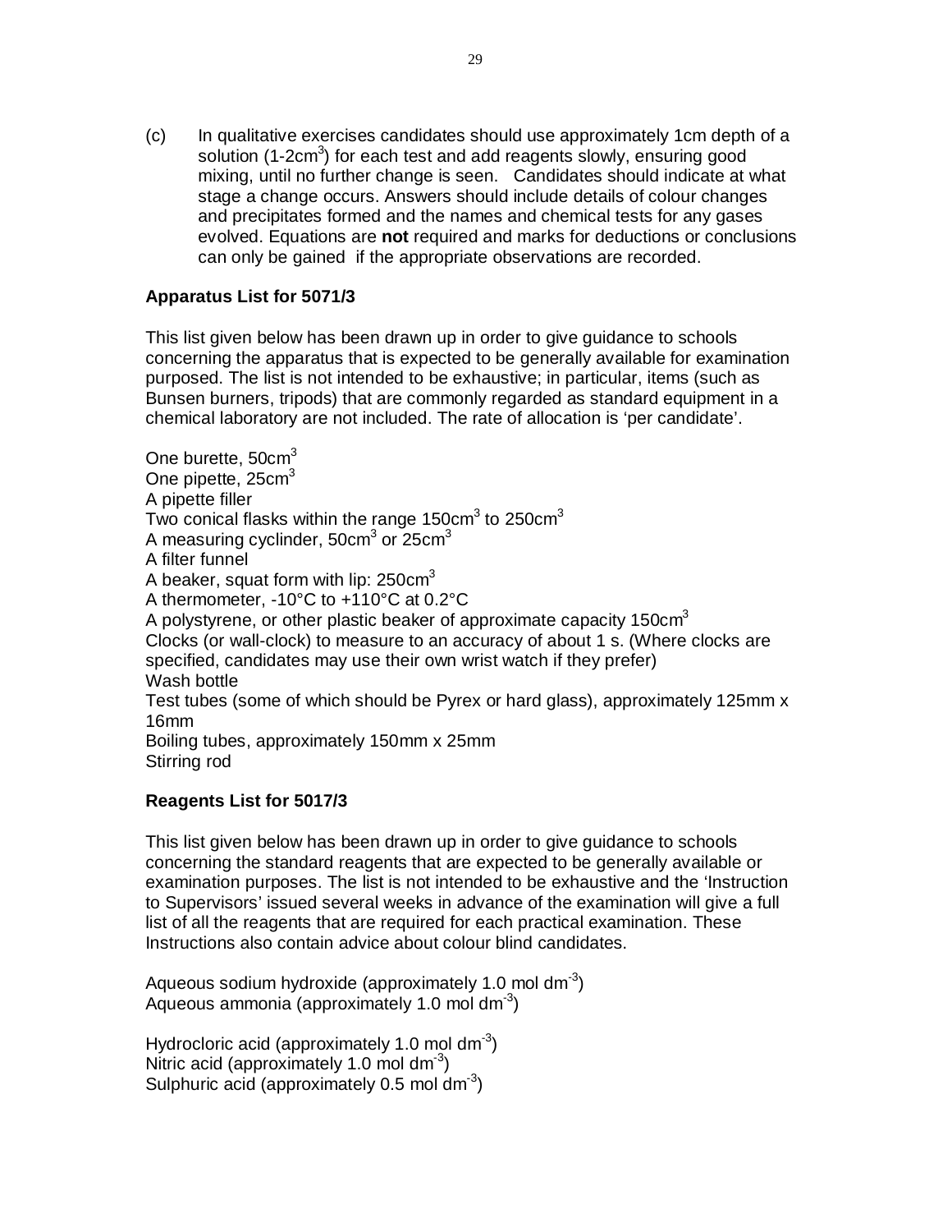(c) In qualitative exercises candidates should use approximately 1cm depth of a solution (1-2cm$^3$) for each test and add reagents slowly, ensuring good mixing, until no further change is seen. Candidates should indicate at what stage a change occurs. Answers should include details of colour changes and precipitates formed and the names and chemical tests for any gases evolved. Equations are **not** required and marks for deductions or conclusions can only be gained if the appropriate observations are recorded.

**Apparatus List for 5071/3**

This list given below has been drawn up in order to give guidance to schools concerning the apparatus that is expected to be generally available for examination purposed. The list is not intended to be exhaustive; in particular, items (such as Bunsen burners, tripods) that are commonly regarded as standard equipment in a chemical laboratory are not included. The rate of allocation is 'per candidate'.

One burette, 50cm$^3$
One pipette, 25cm$^3$
A pipette filler
Two conical flasks within the range 150cm$^3$ to 250cm$^3$
A measuring cyclinder, 50cm$^3$ or 25cm$^3$
A filter funnel
A beaker, squat form with lip: 250cm$^3$
A thermometer, -10°C to +110°C at 0.2°C
A polystyrene, or other plastic beaker of approximate capacity 150cm$^3$
Clocks (or wall-clock) to measure to an accuracy of about 1 s. (Where clocks are specified, candidates may use their own wrist watch if they prefer)
Wash bottle
Test tubes (some of which should be Pyrex or hard glass), approximately 125mm x 16mm
Boiling tubes, approximately 150mm x 25mm
Stirring rod

**Reagents List for 5017/3**

This list given below has been drawn up in order to give guidance to schools concerning the standard reagents that are expected to be generally available or examination purposes. The list is not intended to be exhaustive and the 'Instruction to Supervisors' issued several weeks in advance of the examination will give a full list of all the reagents that are required for each practical examination. These Instructions also contain advice about colour blind candidates.

Aqueous sodium hydroxide (approximately 1.0 mol dm$^{-3}$)
Aqueous ammonia (approximately 1.0 mol dm$^{-3}$)

Hydrocloric acid (approximately 1.0 mol dm$^{-3}$)
Nitric acid (approximately 1.0 mol dm$^{-3}$)
Sulphuric acid (approximately 0.5 mol dm$^{-3}$)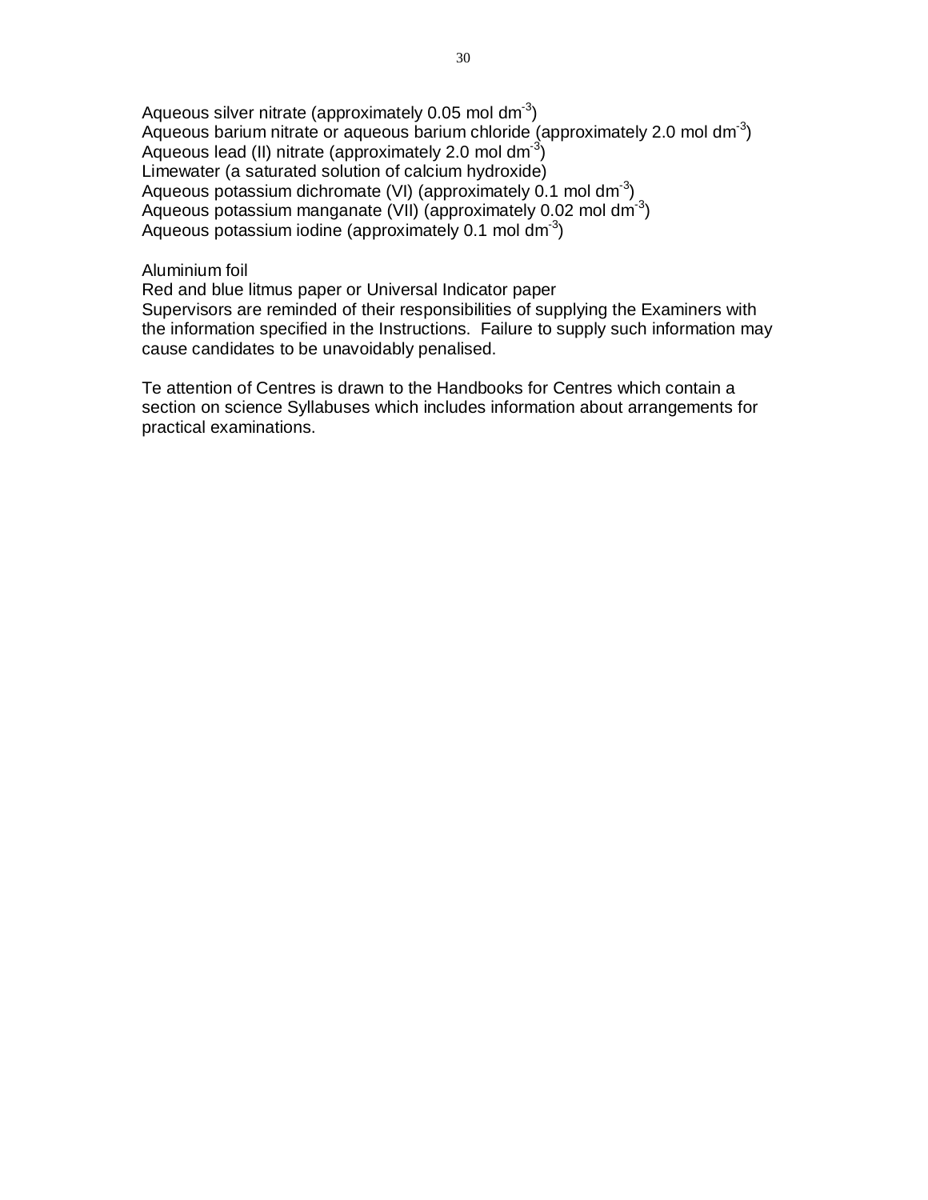Aqueous silver nitrate (approximately 0.05 mol $dm^{-3}$)
Aqueous barium nitrate or aqueous barium chloride (approximately 2.0 mol $dm^{-3}$)
Aqueous lead (II) nitrate (approximately 2.0 mol $dm^{-3}$)
Limewater (a saturated solution of calcium hydroxide)
Aqueous potassium dichromate (VI) (approximately 0.1 mol $dm^{-3}$)
Aqueous potassium manganate (VII) (approximately 0.02 mol $dm^{-3}$)
Aqueous potassium iodine (approximately 0.1 mol $dm^{-3}$)

Aluminium foil
Red and blue litmus paper or Universal Indicator paper
Supervisors are reminded of their responsibilities of supplying the Examiners with the information specified in the Instructions. Failure to supply such information may cause candidates to be unavoidably penalised.

Te attention of Centres is drawn to the Handbooks for Centres which contain a section on science Syllabuses which includes information about arrangements for practical examinations.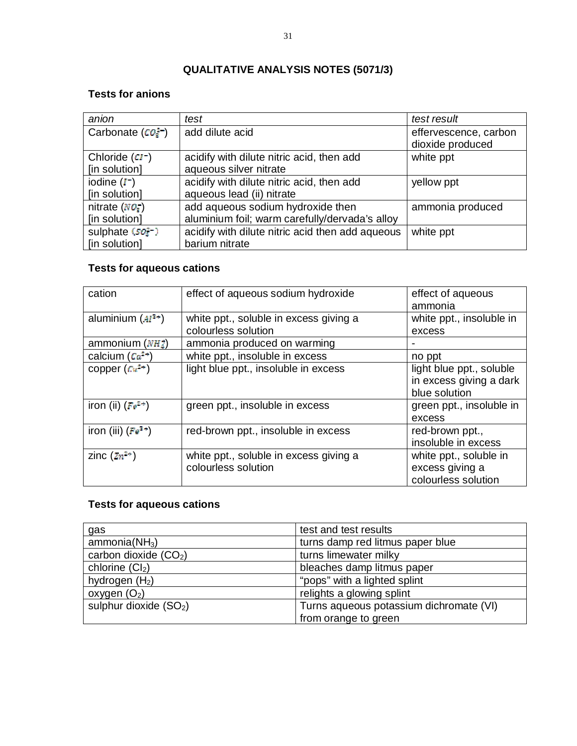**QUALITATIVE ANALYSIS NOTES (5071/3)**

**Tests for anions**

| *anion* | *test* | *test result* |
|---|---|---|
| Carbonate ($CO_3^{2-}$) | add dilute acid | effervescence, carbon dioxide produced |
| Chloride ($Cl^-$) [in solution] | acidify with dilute nitric acid, then add aqueous silver nitrate | white ppt |
| iodine ($I^-$) [in solution] | acidify with dilute nitric acid, then add aqueous lead (ii) nitrate | yellow ppt |
| nitrate ($NO_3^-$) [in solution] | add aqueous sodium hydroxide then aluminium foil; warm carefully/dervada's alloy | ammonia produced |
| sulphate ($SO_4^{2-}$) [in solution] | acidify with dilute nitric acid then add aqueous barium nitrate | white ppt |

**Tests for aqueous cations**

| cation | effect of aqueous sodium hydroxide | effect of aqueous ammonia |
|---|---|---|
| aluminium ($Al^{3+}$) | white ppt., soluble in excess giving a colourless solution | white ppt., insoluble in excess |
| ammonium ($NH_4^+$) | ammonia produced on warming | - |
| calcium ($Ca^{2+}$) | white ppt., insoluble in excess | no ppt |
| copper ($Cu^{2+}$) | light blue ppt., insoluble in excess | light blue ppt., soluble in excess giving a dark blue solution |
| iron (ii) ($Fe^{2+}$) | green ppt., insoluble in excess | green ppt., insoluble in excess |
| iron (iii) ($Fe^{3+}$) | red-brown ppt., insoluble in excess | red-brown ppt., insoluble in excess |
| zinc ($Zn^{2+}$) | white ppt., soluble in excess giving a colourless solution | white ppt., soluble in excess giving a colourless solution |

**Tests for aqueous cations**

| gas | test and test results |
|---|---|
| ammonia($NH_3$) | turns damp red litmus paper blue |
| carbon dioxide ($CO_2$) | turns limewater milky |
| chlorine ($Cl_2$) | bleaches damp litmus paper |
| hydrogen ($H_2$) | "pops" with a lighted splint |
| oxygen ($O_2$) | relights a glowing splint |
| sulphur dioxide ($SO_2$) | Turns aqueous potassium dichromate (VI) from orange to green |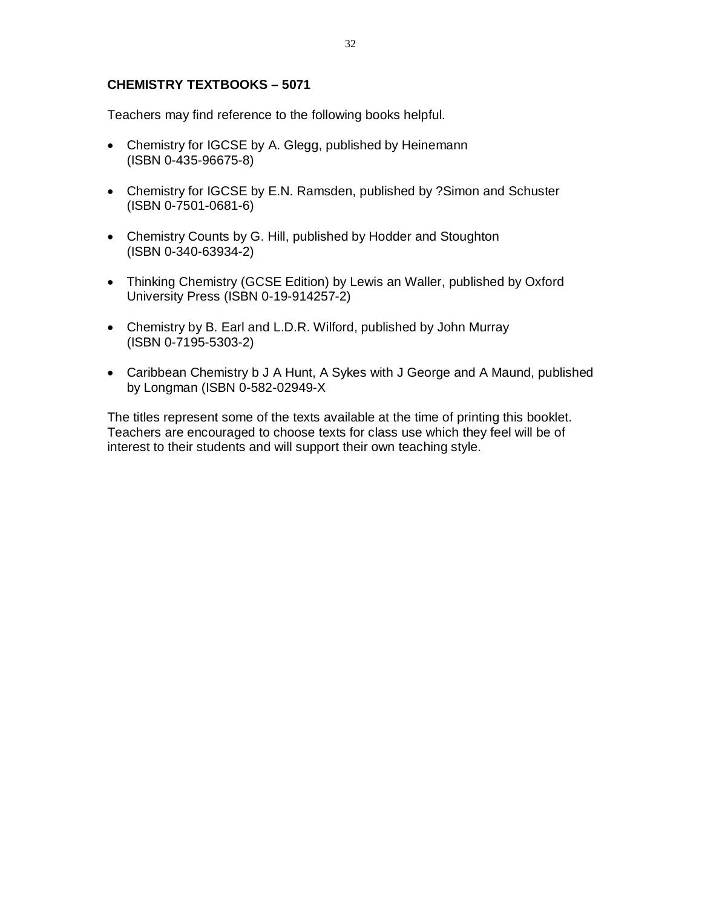**CHEMISTRY TEXTBOOKS – 5071**

Teachers may find reference to the following books helpful.

- Chemistry for IGCSE by A. Glegg, published by Heinemann (ISBN 0-435-96675-8)
- Chemistry for IGCSE by E.N. Ramsden, published by ?Simon and Schuster (ISBN 0-7501-0681-6)
- Chemistry Counts by G. Hill, published by Hodder and Stoughton (ISBN 0-340-63934-2)
- Thinking Chemistry (GCSE Edition) by Lewis an Waller, published by Oxford University Press (ISBN 0-19-914257-2)
- Chemistry by B. Earl and L.D.R. Wilford, published by John Murray (ISBN 0-7195-5303-2)
- Caribbean Chemistry b J A Hunt, A Sykes with J George and A Maund, published by Longman (ISBN 0-582-02949-X

The titles represent some of the texts available at the time of printing this booklet. Teachers are encouraged to choose texts for class use which they feel will be of interest to their students and will support their own teaching style.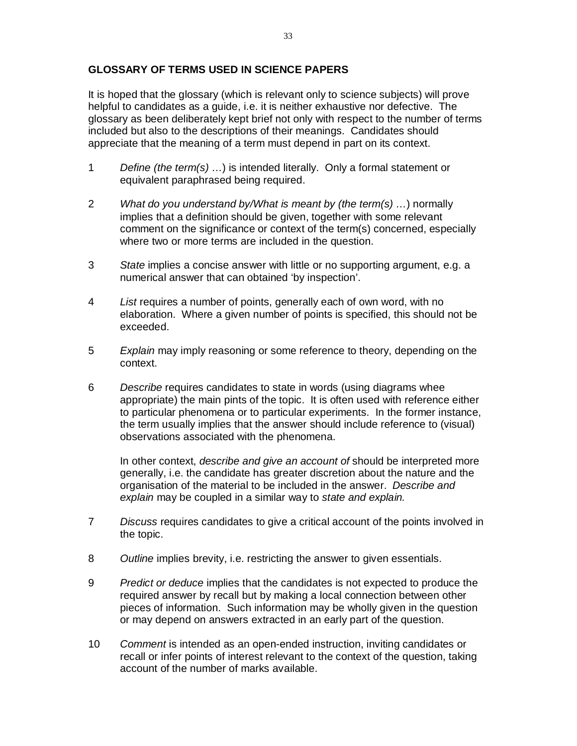## GLOSSARY OF TERMS USED IN SCIENCE PAPERS

It is hoped that the glossary (which is relevant only to science subjects) will prove helpful to candidates as a guide, i.e. it is neither exhaustive nor defective. The glossary as been deliberately kept brief not only with respect to the number of terms included but also to the descriptions of their meanings. Candidates should appreciate that the meaning of a term must depend in part on its context.

1 *Define (the term(s) …*) is intended literally. Only a formal statement or equivalent paraphrased being required.

2 *What do you understand by/What is meant by (the term(s) …*) normally implies that a definition should be given, together with some relevant comment on the significance or context of the term(s) concerned, especially where two or more terms are included in the question.

3 *State* implies a concise answer with little or no supporting argument, e.g. a numerical answer that can obtained 'by inspection'.

4 *List* requires a number of points, generally each of own word, with no elaboration. Where a given number of points is specified, this should not be exceeded.

5 *Explain* may imply reasoning or some reference to theory, depending on the context.

6 *Describe* requires candidates to state in words (using diagrams whee appropriate) the main pints of the topic. It is often used with reference either to particular phenomena or to particular experiments. In the former instance, the term usually implies that the answer should include reference to (visual) observations associated with the phenomena.

   In other context, *describe and give an account of* should be interpreted more generally, i.e. the candidate has greater discretion about the nature and the organisation of the material to be included in the answer. *Describe and explain* may be coupled in a similar way to *state and explain.*

7 *Discuss* requires candidates to give a critical account of the points involved in the topic.

8 *Outline* implies brevity, i.e. restricting the answer to given essentials.

9 *Predict or deduce* implies that the candidates is not expected to produce the required answer by recall but by making a local connection between other pieces of information. Such information may be wholly given in the question or may depend on answers extracted in an early part of the question.

10 *Comment* is intended as an open-ended instruction, inviting candidates or recall or infer points of interest relevant to the context of the question, taking account of the number of marks available.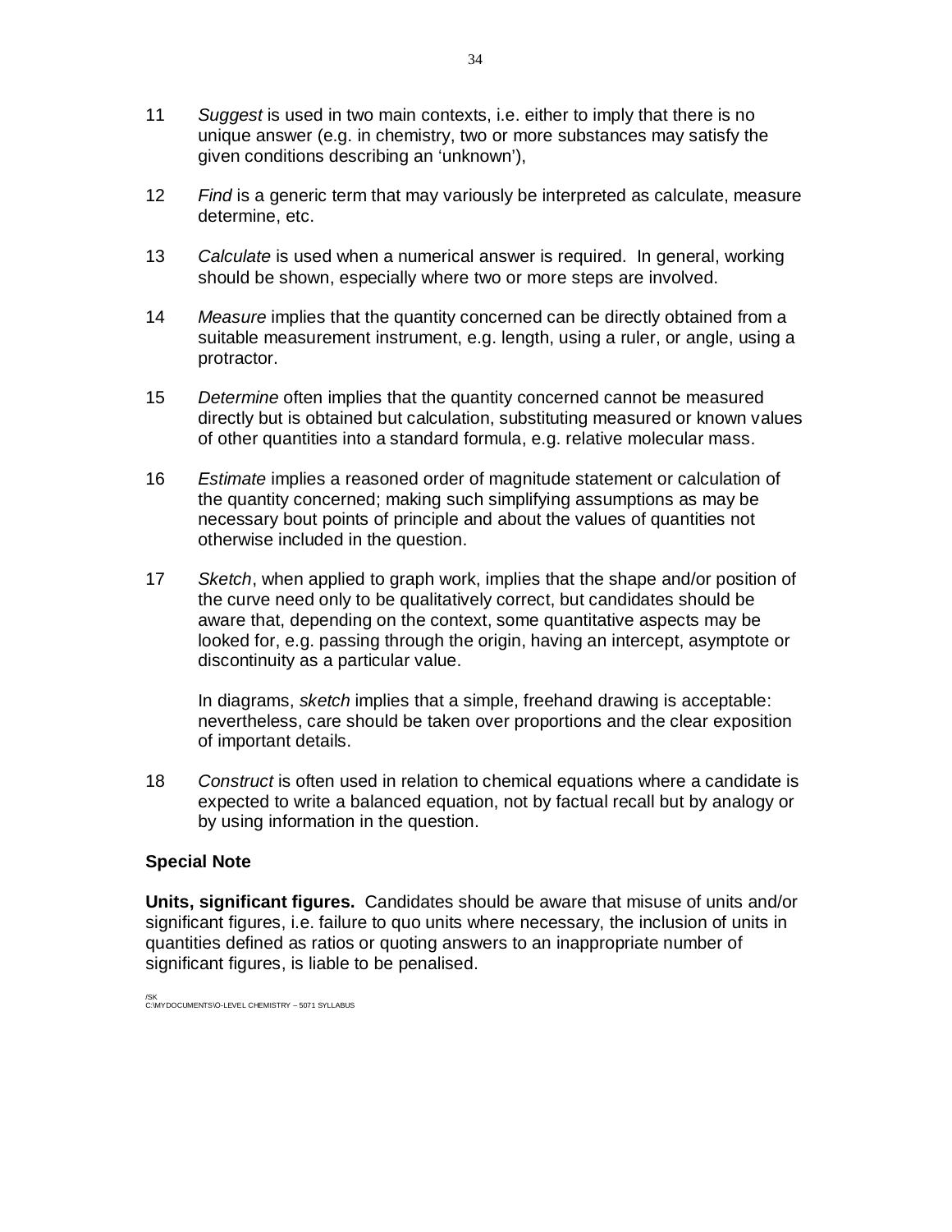11 *Suggest* is used in two main contexts, i.e. either to imply that there is no unique answer (e.g. in chemistry, two or more substances may satisfy the given conditions describing an 'unknown'),

12 *Find* is a generic term that may variously be interpreted as calculate, measure determine, etc.

13 *Calculate* is used when a numerical answer is required. In general, working should be shown, especially where two or more steps are involved.

14 *Measure* implies that the quantity concerned can be directly obtained from a suitable measurement instrument, e.g. length, using a ruler, or angle, using a protractor.

15 *Determine* often implies that the quantity concerned cannot be measured directly but is obtained but calculation, substituting measured or known values of other quantities into a standard formula, e.g. relative molecular mass.

16 *Estimate* implies a reasoned order of magnitude statement or calculation of the quantity concerned; making such simplifying assumptions as may be necessary bout points of principle and about the values of quantities not otherwise included in the question.

17 *Sketch*, when applied to graph work, implies that the shape and/or position of the curve need only to be qualitatively correct, but candidates should be aware that, depending on the context, some quantitative aspects may be looked for, e.g. passing through the origin, having an intercept, asymptote or discontinuity as a particular value.

In diagrams, *sketch* implies that a simple, freehand drawing is acceptable: nevertheless, care should be taken over proportions and the clear exposition of important details.

18 *Construct* is often used in relation to chemical equations where a candidate is expected to write a balanced equation, not by factual recall but by analogy or by using information in the question.

**Special Note**

**Units, significant figures.** Candidates should be aware that misuse of units and/or significant figures, i.e. failure to quo units where necessary, the inclusion of units in quantities defined as ratios or quoting answers to an inappropriate number of significant figures, is liable to be penalised.

/SK
C:\MYDOCUMENTS\O-LEVEL CHEMISTRY – 5071 SYLLABUS